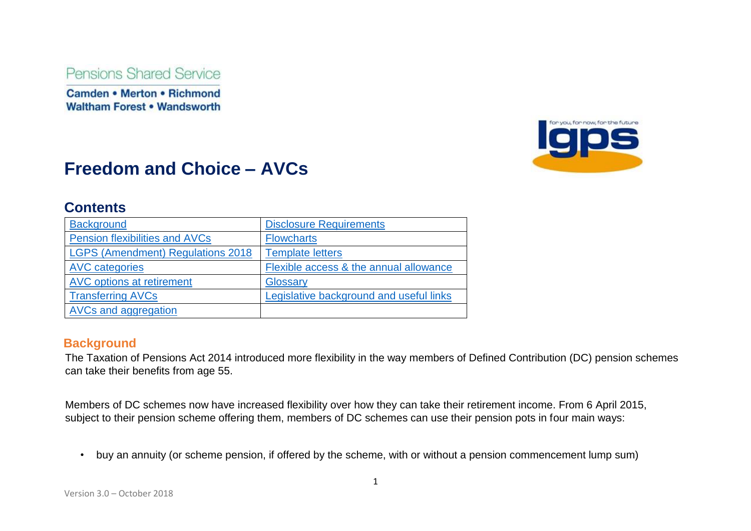Pensions Shared Service

Camden • Merton • Richmond
Waltham Forest • Wandsworth

# Freedom and Choice – AVCs

## Contents

| Background | Disclosure Requirements |
| --- | --- |
| Pension flexibilities and AVCs | Flowcharts |
| LGPS (Amendment) Regulations 2018 | Template letters |
| AVC categories | Flexible access & the annual allowance |
| AVC options at retirement | Glossary |
| Transferring AVCs | Legislative background and useful links |
| AVCs and aggregation | |

## Background

The Taxation of Pensions Act 2014 introduced more flexibility in the way members of Defined Contribution (DC) pension schemes can take their benefits from age 55.

Members of DC schemes now have increased flexibility over how they can take their retirement income. From 6 April 2015, subject to their pension scheme offering them, members of DC schemes can use their pension pots in four main ways:

- buy an annuity (or scheme pension, if offered by the scheme, with or without a pension commencement lump sum)

Version 3.0 – October 2018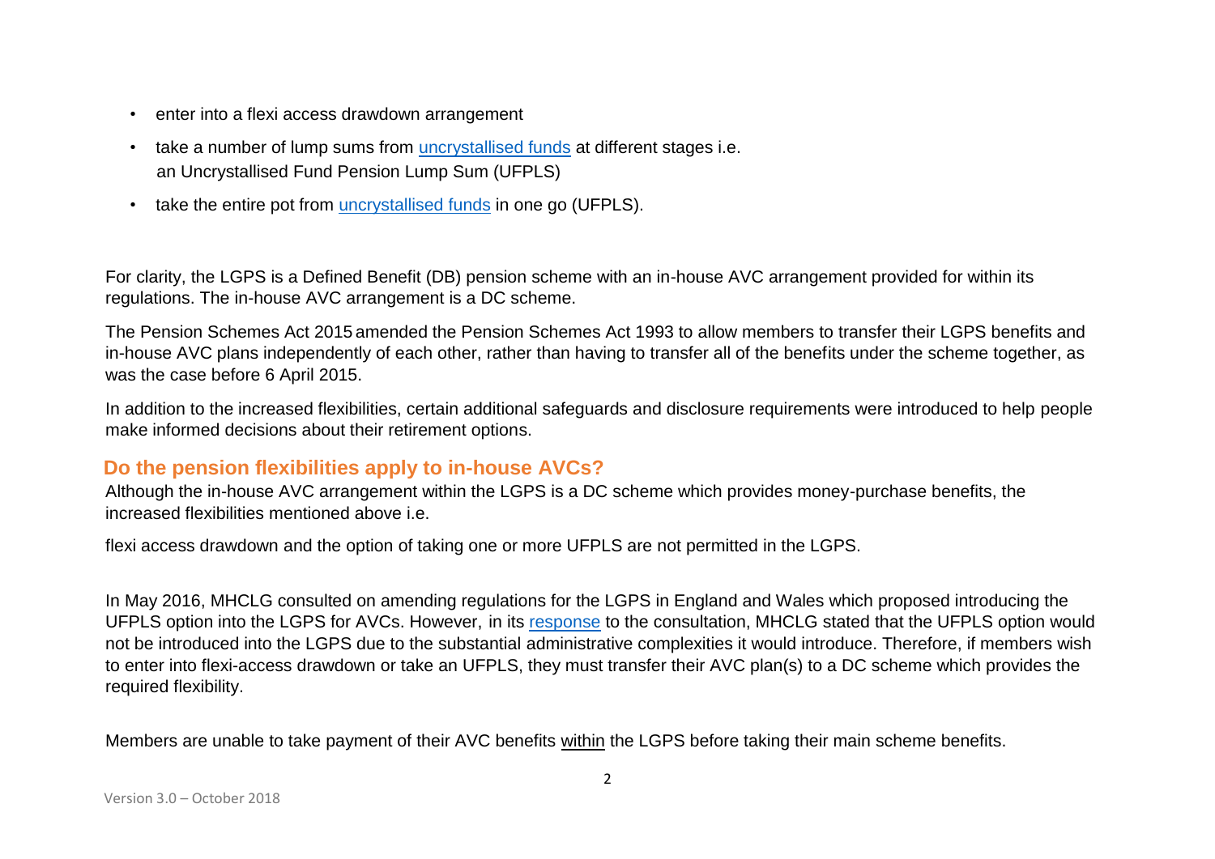- enter into a flexi access drawdown arrangement
- take a number of lump sums from [uncrystallised funds](#) at different stages i.e. an Uncrystallised Fund Pension Lump Sum (UFPLS)
- take the entire pot from [uncrystallised funds](#) in one go (UFPLS).

For clarity, the LGPS is a Defined Benefit (DB) pension scheme with an in-house AVC arrangement provided for within its regulations. The in-house AVC arrangement is a DC scheme.

The Pension Schemes Act 2015 amended the Pension Schemes Act 1993 to allow members to transfer their LGPS benefits and in-house AVC plans independently of each other, rather than having to transfer all of the benefits under the scheme together, as was the case before 6 April 2015.

In addition to the increased flexibilities, certain additional safeguards and disclosure requirements were introduced to help people make informed decisions about their retirement options.

## Do the pension flexibilities apply to in-house AVCs?

Although the in-house AVC arrangement within the LGPS is a DC scheme which provides money-purchase benefits, the increased flexibilities mentioned above i.e.

flexi access drawdown and the option of taking one or more UFPLS are not permitted in the LGPS.

In May 2016, MHCLG consulted on amending regulations for the LGPS in England and Wales which proposed introducing the UFPLS option into the LGPS for AVCs. However, in its [response](#) to the consultation, MHCLG stated that the UFPLS option would not be introduced into the LGPS due to the substantial administrative complexities it would introduce. Therefore, if members wish to enter into flexi-access drawdown or take an UFPLS, they must transfer their AVC plan(s) to a DC scheme which provides the required flexibility.

Members are unable to take payment of their AVC benefits <u>within</u> the LGPS before taking their main scheme benefits.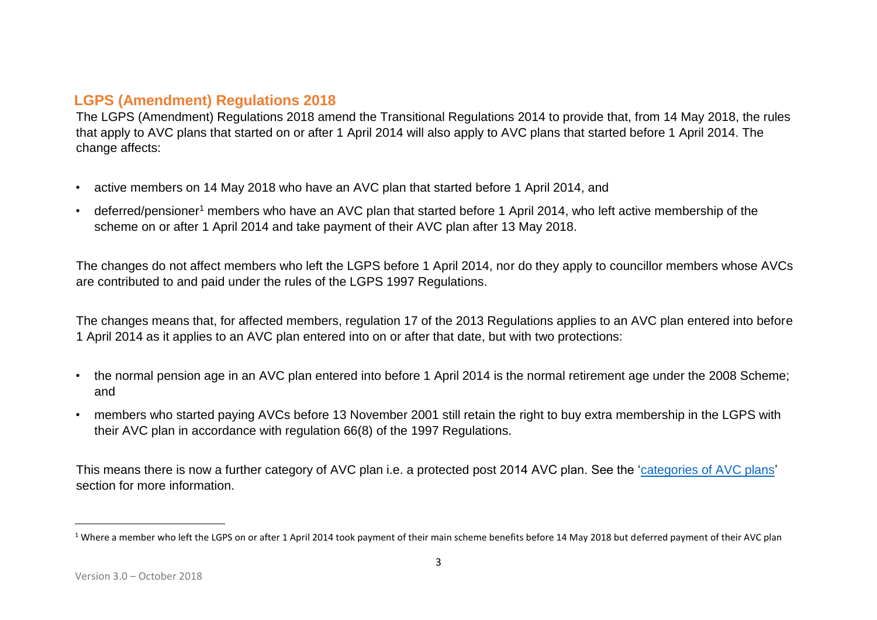## LGPS (Amendment) Regulations 2018

The LGPS (Amendment) Regulations 2018 amend the Transitional Regulations 2014 to provide that, from 14 May 2018, the rules that apply to AVC plans that started on or after 1 April 2014 will also apply to AVC plans that started before 1 April 2014. The change affects:

- active members on 14 May 2018 who have an AVC plan that started before 1 April 2014, and
- deferred/pensioner[1] members who have an AVC plan that started before 1 April 2014, who left active membership of the scheme on or after 1 April 2014 and take payment of their AVC plan after 13 May 2018.

The changes do not affect members who left the LGPS before 1 April 2014, nor do they apply to councillor members whose AVCs are contributed to and paid under the rules of the LGPS 1997 Regulations.

The changes means that, for affected members, regulation 17 of the 2013 Regulations applies to an AVC plan entered into before 1 April 2014 as it applies to an AVC plan entered into on or after that date, but with two protections:

- the normal pension age in an AVC plan entered into before 1 April 2014 is the normal retirement age under the 2008 Scheme; and
- members who started paying AVCs before 13 November 2001 still retain the right to buy extra membership in the LGPS with their AVC plan in accordance with regulation 66(8) of the 1997 Regulations.

This means there is now a further category of AVC plan i.e. a protected post 2014 AVC plan. See the 'categories of AVC plans' section for more information.

---

[1] Where a member who left the LGPS on or after 1 April 2014 took payment of their main scheme benefits before 14 May 2018 but deferred payment of their AVC plan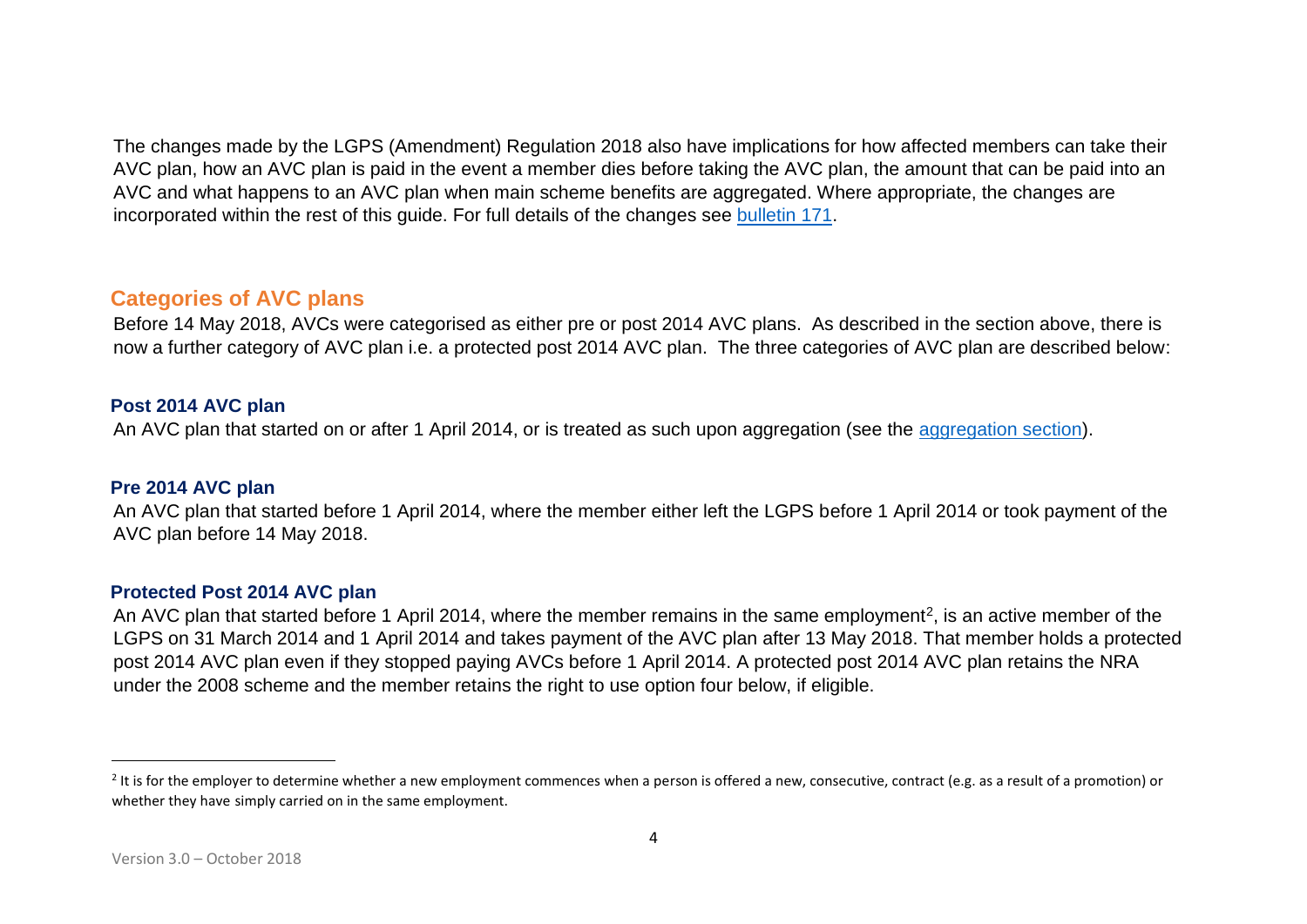The changes made by the LGPS (Amendment) Regulation 2018 also have implications for how affected members can take their AVC plan, how an AVC plan is paid in the event a member dies before taking the AVC plan, the amount that can be paid into an AVC and what happens to an AVC plan when main scheme benefits are aggregated. Where appropriate, the changes are incorporated within the rest of this guide. For full details of the changes see bulletin 171.

## Categories of AVC plans

Before 14 May 2018, AVCs were categorised as either pre or post 2014 AVC plans. As described in the section above, there is now a further category of AVC plan i.e. a protected post 2014 AVC plan. The three categories of AVC plan are described below:

### Post 2014 AVC plan

An AVC plan that started on or after 1 April 2014, or is treated as such upon aggregation (see the aggregation section).

### Pre 2014 AVC plan

An AVC plan that started before 1 April 2014, where the member either left the LGPS before 1 April 2014 or took payment of the AVC plan before 14 May 2018.

### Protected Post 2014 AVC plan

An AVC plan that started before 1 April 2014, where the member remains in the same employment[2], is an active member of the LGPS on 31 March 2014 and 1 April 2014 and takes payment of the AVC plan after 13 May 2018. That member holds a protected post 2014 AVC plan even if they stopped paying AVCs before 1 April 2014. A protected post 2014 AVC plan retains the NRA under the 2008 scheme and the member retains the right to use option four below, if eligible.

---

[2] It is for the employer to determine whether a new employment commences when a person is offered a new, consecutive, contract (e.g. as a result of a promotion) or whether they have simply carried on in the same employment.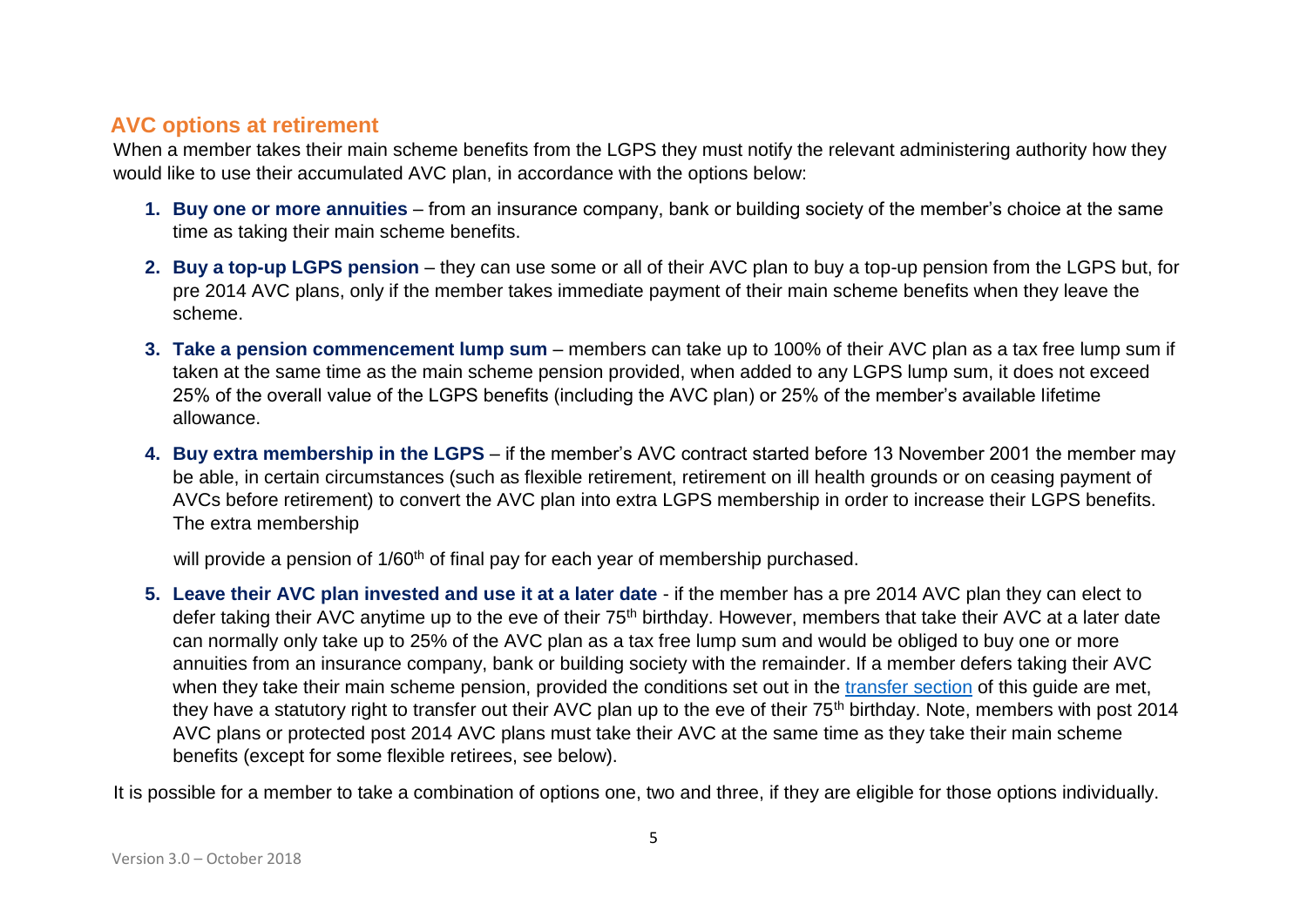## AVC options at retirement

When a member takes their main scheme benefits from the LGPS they must notify the relevant administering authority how they would like to use their accumulated AVC plan, in accordance with the options below:

1. **Buy one or more annuities** – from an insurance company, bank or building society of the member's choice at the same time as taking their main scheme benefits.
2. **Buy a top-up LGPS pension** – they can use some or all of their AVC plan to buy a top-up pension from the LGPS but, for pre 2014 AVC plans, only if the member takes immediate payment of their main scheme benefits when they leave the scheme.
3. **Take a pension commencement lump sum** – members can take up to 100% of their AVC plan as a tax free lump sum if taken at the same time as the main scheme pension provided, when added to any LGPS lump sum, it does not exceed 25% of the overall value of the LGPS benefits (including the AVC plan) or 25% of the member's available lifetime allowance.
4. **Buy extra membership in the LGPS** – if the member's AVC contract started before 13 November 2001 the member may be able, in certain circumstances (such as flexible retirement, retirement on ill health grounds or on ceasing payment of AVCs before retirement) to convert the AVC plan into extra LGPS membership in order to increase their LGPS benefits. The extra membership

   will provide a pension of 1/60th of final pay for each year of membership purchased.
5. **Leave their AVC plan invested and use it at a later date** - if the member has a pre 2014 AVC plan they can elect to defer taking their AVC anytime up to the eve of their 75th birthday. However, members that take their AVC at a later date can normally only take up to 25% of the AVC plan as a tax free lump sum and would be obliged to buy one or more annuities from an insurance company, bank or building society with the remainder. If a member defers taking their AVC when they take their main scheme pension, provided the conditions set out in the transfer section of this guide are met, they have a statutory right to transfer out their AVC plan up to the eve of their 75th birthday. Note, members with post 2014 AVC plans or protected post 2014 AVC plans must take their AVC at the same time as they take their main scheme benefits (except for some flexible retirees, see below).

It is possible for a member to take a combination of options one, two and three, if they are eligible for those options individually.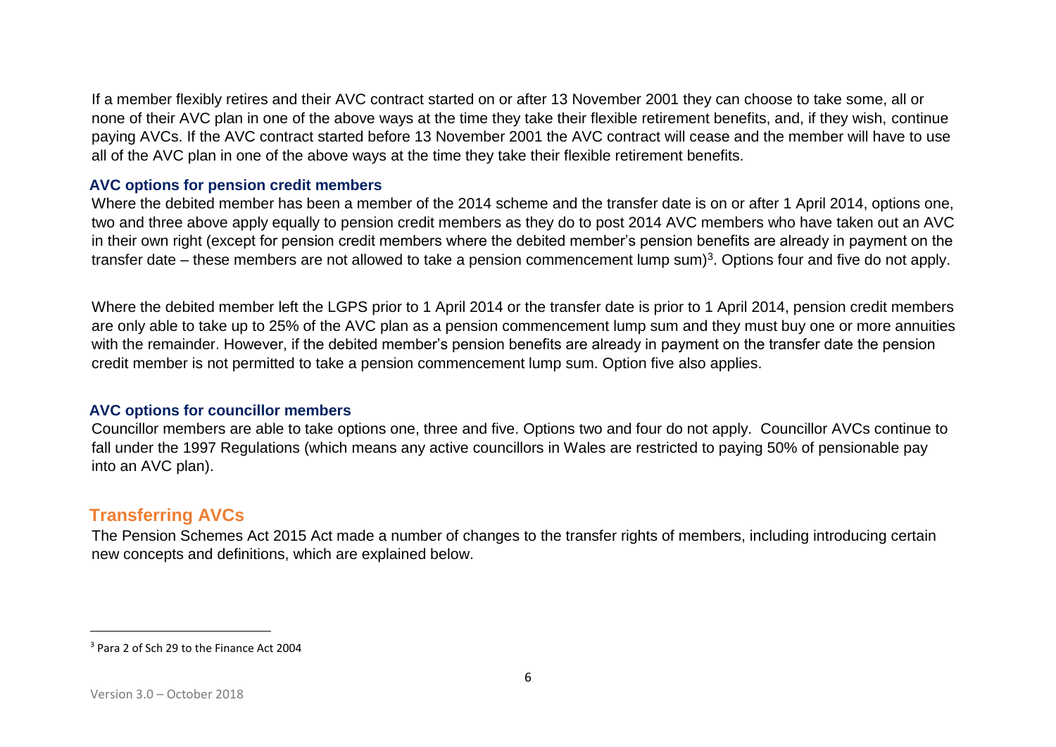If a member flexibly retires and their AVC contract started on or after 13 November 2001 they can choose to take some, all or none of their AVC plan in one of the above ways at the time they take their flexible retirement benefits, and, if they wish, continue paying AVCs. If the AVC contract started before 13 November 2001 the AVC contract will cease and the member will have to use all of the AVC plan in one of the above ways at the time they take their flexible retirement benefits.

### AVC options for pension credit members

Where the debited member has been a member of the 2014 scheme and the transfer date is on or after 1 April 2014, options one, two and three above apply equally to pension credit members as they do to post 2014 AVC members who have taken out an AVC in their own right (except for pension credit members where the debited member's pension benefits are already in payment on the transfer date – these members are not allowed to take a pension commencement lump sum)[3]. Options four and five do not apply.

Where the debited member left the LGPS prior to 1 April 2014 or the transfer date is prior to 1 April 2014, pension credit members are only able to take up to 25% of the AVC plan as a pension commencement lump sum and they must buy one or more annuities with the remainder. However, if the debited member's pension benefits are already in payment on the transfer date the pension credit member is not permitted to take a pension commencement lump sum. Option five also applies.

### AVC options for councillor members

Councillor members are able to take options one, three and five. Options two and four do not apply. Councillor AVCs continue to fall under the 1997 Regulations (which means any active councillors in Wales are restricted to paying 50% of pensionable pay into an AVC plan).

## Transferring AVCs

The Pension Schemes Act 2015 Act made a number of changes to the transfer rights of members, including introducing certain new concepts and definitions, which are explained below.

[3] Para 2 of Sch 29 to the Finance Act 2004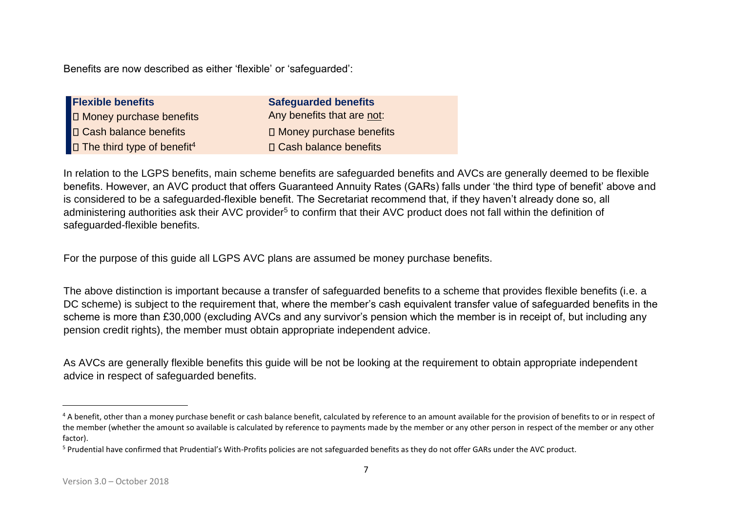Benefits are now described as either 'flexible' or 'safeguarded':

| Flexible benefits | Safeguarded benefits |
| --- | --- |
| • Money purchase benefits | Any benefits that are not: |
| • Cash balance benefits | • Money purchase benefits |
| • The third type of benefit[4] | • Cash balance benefits |

In relation to the LGPS benefits, main scheme benefits are safeguarded benefits and AVCs are generally deemed to be flexible benefits. However, an AVC product that offers Guaranteed Annuity Rates (GARs) falls under 'the third type of benefit' above and is considered to be a safeguarded-flexible benefit. The Secretariat recommend that, if they haven't already done so, all administering authorities ask their AVC provider[5] to confirm that their AVC product does not fall within the definition of safeguarded-flexible benefits.

For the purpose of this guide all LGPS AVC plans are assumed be money purchase benefits.

The above distinction is important because a transfer of safeguarded benefits to a scheme that provides flexible benefits (i.e. a DC scheme) is subject to the requirement that, where the member's cash equivalent transfer value of safeguarded benefits in the scheme is more than £30,000 (excluding AVCs and any survivor's pension which the member is in receipt of, but including any pension credit rights), the member must obtain appropriate independent advice.

As AVCs are generally flexible benefits this guide will be not be looking at the requirement to obtain appropriate independent advice in respect of safeguarded benefits.

---

[4] A benefit, other than a money purchase benefit or cash balance benefit, calculated by reference to an amount available for the provision of benefits to or in respect of the member (whether the amount so available is calculated by reference to payments made by the member or any other person in respect of the member or any other factor).

[5] Prudential have confirmed that Prudential's With-Profits policies are not safeguarded benefits as they do not offer GARs under the AVC product.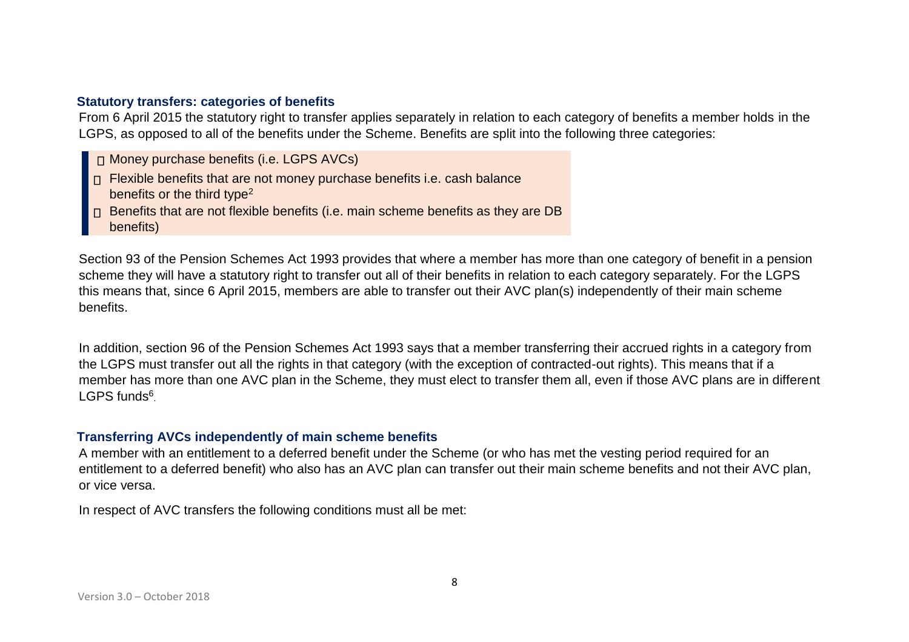### Statistical transfers: categories of benefits

From 6 April 2015 the statutory right to transfer applies separately in relation to each category of benefits a member holds in the LGPS, as opposed to all of the benefits under the Scheme. Benefits are split into the following three categories:

- Money purchase benefits (i.e. LGPS AVCs)
- Flexible benefits that are not money purchase benefits i.e. cash balance benefits or the third type[2]
- Benefits that are not flexible benefits (i.e. main scheme benefits as they are DB benefits)

Section 93 of the Pension Schemes Act 1993 provides that where a member has more than one category of benefit in a pension scheme they will have a statutory right to transfer out all of their benefits in relation to each category separately. For the LGPS this means that, since 6 April 2015, members are able to transfer out their AVC plan(s) independently of their main scheme benefits.

In addition, section 96 of the Pension Schemes Act 1993 says that a member transferring their accrued rights in a category from the LGPS must transfer out all the rights in that category (with the exception of contracted-out rights). This means that if a member has more than one AVC plan in the Scheme, they must elect to transfer them all, even if those AVC plans are in different LGPS funds[6].

### Transferring AVCs independently of main scheme benefits

A member with an entitlement to a deferred benefit under the Scheme (or who has met the vesting period required for an entitlement to a deferred benefit) who also has an AVC plan can transfer out their main scheme benefits and not their AVC plan, or vice versa.

In respect of AVC transfers the following conditions must all be met: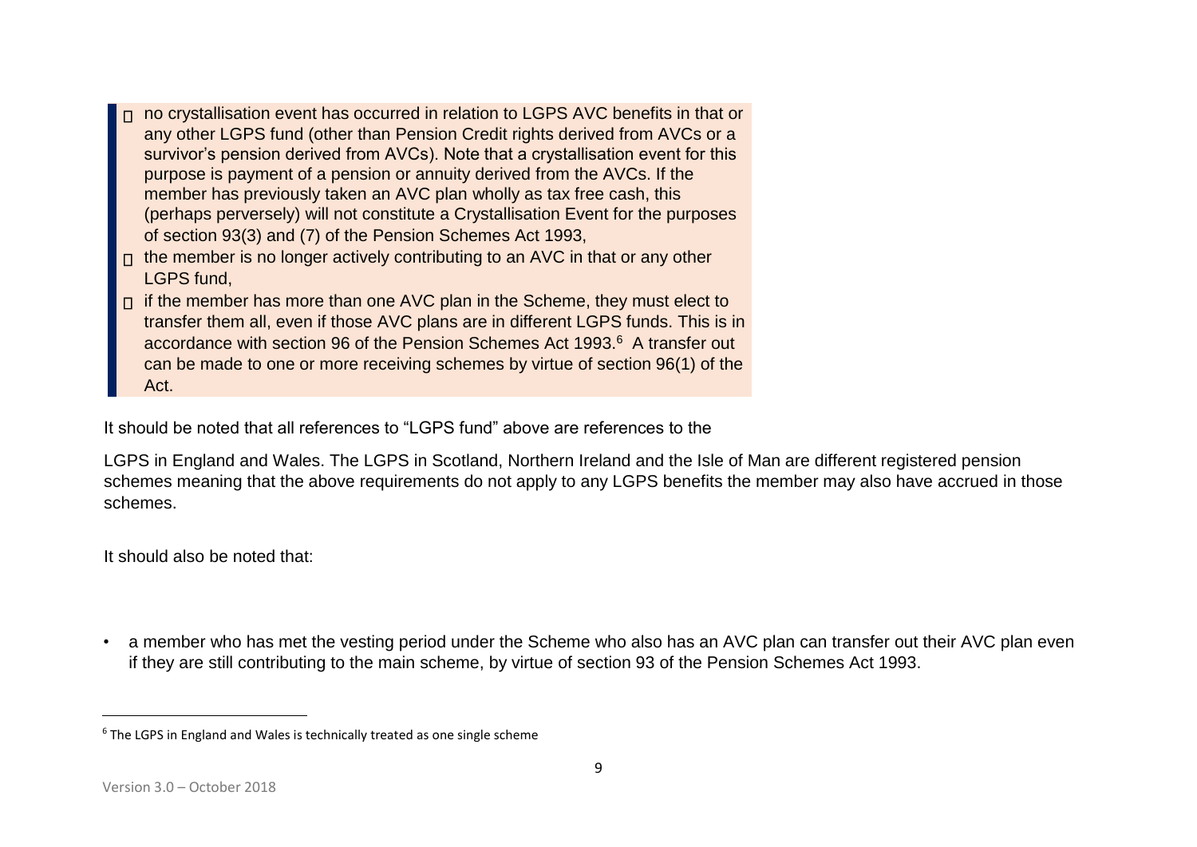- no crystallisation event has occurred in relation to LGPS AVC benefits in that or any other LGPS fund (other than Pension Credit rights derived from AVCs or a survivor's pension derived from AVCs). Note that a crystallisation event for this purpose is payment of a pension or annuity derived from the AVCs. If the member has previously taken an AVC plan wholly as tax free cash, this (perhaps perversely) will not constitute a Crystallisation Event for the purposes of section 93(3) and (7) of the Pension Schemes Act 1993,
- the member is no longer actively contributing to an AVC in that or any other LGPS fund,
- if the member has more than one AVC plan in the Scheme, they must elect to transfer them all, even if those AVC plans are in different LGPS funds. This is in accordance with section 96 of the Pension Schemes Act 1993.[6] A transfer out can be made to one or more receiving schemes by virtue of section 96(1) of the Act.

It should be noted that all references to "LGPS fund" above are references to the LGPS in England and Wales. The LGPS in Scotland, Northern Ireland and the Isle of Man are different registered pension schemes meaning that the above requirements do not apply to any LGPS benefits the member may also have accrued in those schemes.

It should also be noted that:

- a member who has met the vesting period under the Scheme who also has an AVC plan can transfer out their AVC plan even if they are still contributing to the main scheme, by virtue of section 93 of the Pension Schemes Act 1993.

[6] The LGPS in England and Wales is technically treated as one single scheme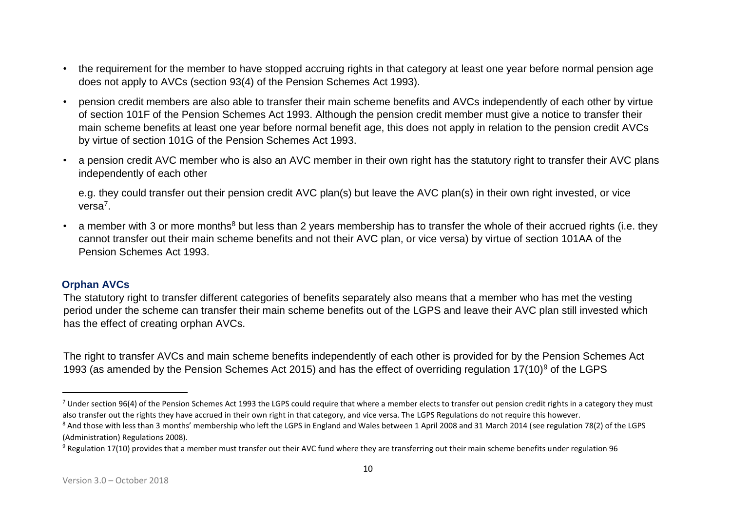- the requirement for the member to have stopped accruing rights in that category at least one year before normal pension age does not apply to AVCs (section 93(4) of the Pension Schemes Act 1993).
- pension credit members are also able to transfer their main scheme benefits and AVCs independently of each other by virtue of section 101F of the Pension Schemes Act 1993. Although the pension credit member must give a notice to transfer their main scheme benefits at least one year before normal benefit age, this does not apply in relation to the pension credit AVCs by virtue of section 101G of the Pension Schemes Act 1993.
- a pension credit AVC member who is also an AVC member in their own right has the statutory right to transfer their AVC plans independently of each other

  e.g. they could transfer out their pension credit AVC plan(s) but leave the AVC plan(s) in their own right invested, or vice versa[7].
- a member with 3 or more months[8] but less than 2 years membership has to transfer the whole of their accrued rights (i.e. they cannot transfer out their main scheme benefits and not their AVC plan, or vice versa) by virtue of section 101AA of the Pension Schemes Act 1993.

### Orphan AVCs

The statutory right to transfer different categories of benefits separately also means that a member who has met the vesting period under the scheme can transfer their main scheme benefits out of the LGPS and leave their AVC plan still invested which has the effect of creating orphan AVCs.

The right to transfer AVCs and main scheme benefits independently of each other is provided for by the Pension Schemes Act 1993 (as amended by the Pension Schemes Act 2015) and has the effect of overriding regulation 17(10)[9] of the LGPS

---

[7] Under section 96(4) of the Pension Schemes Act 1993 the LGPS could require that where a member elects to transfer out pension credit rights in a category they must also transfer out the rights they have accrued in their own right in that category, and vice versa. The LGPS Regulations do not require this however.

[8] And those with less than 3 months' membership who left the LGPS in England and Wales between 1 April 2008 and 31 March 2014 (see regulation 78(2) of the LGPS (Administration) Regulations 2008).

[9] Regulation 17(10) provides that a member must transfer out their AVC fund where they are transferring out their main scheme benefits under regulation 96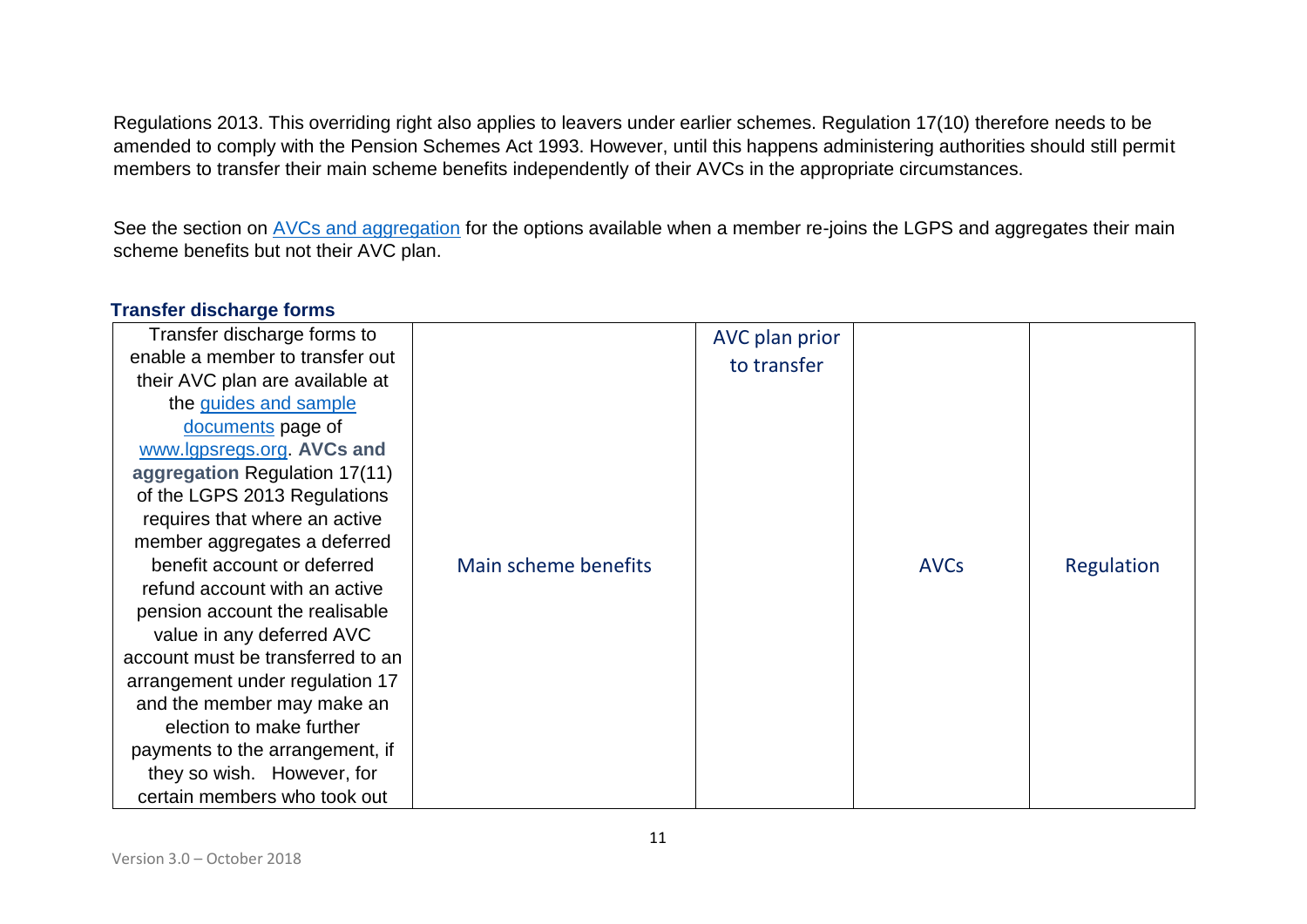Regulations 2013. This overriding right also applies to leavers under earlier schemes. Regulation 17(10) therefore needs to be amended to comply with the Pension Schemes Act 1993. However, until this happens administering authorities should still permit members to transfer their main scheme benefits independently of their AVCs in the appropriate circumstances.

See the section on [AVCs and aggregation](#) for the options available when a member re-joins the LGPS and aggregates their main scheme benefits but not their AVC plan.

### Transfer discharge forms

| Transfer discharge forms to enable a member to transfer out their AVC plan are available at the [guides and sample documents](#) page of [www.lgpsregs.org](#). **AVCs and aggregation** Regulation 17(11) of the LGPS 2013 Regulations requires that where an active member aggregates a deferred benefit account or deferred refund account with an active pension account the realisable value in any deferred AVC account must be transferred to an arrangement under regulation 17 and the member may make an election to make further payments to the arrangement, if they so wish. However, for certain members who took out | Main scheme benefits | AVC plan prior to transfer | AVCs | Regulation |
|---|---|---|---|---|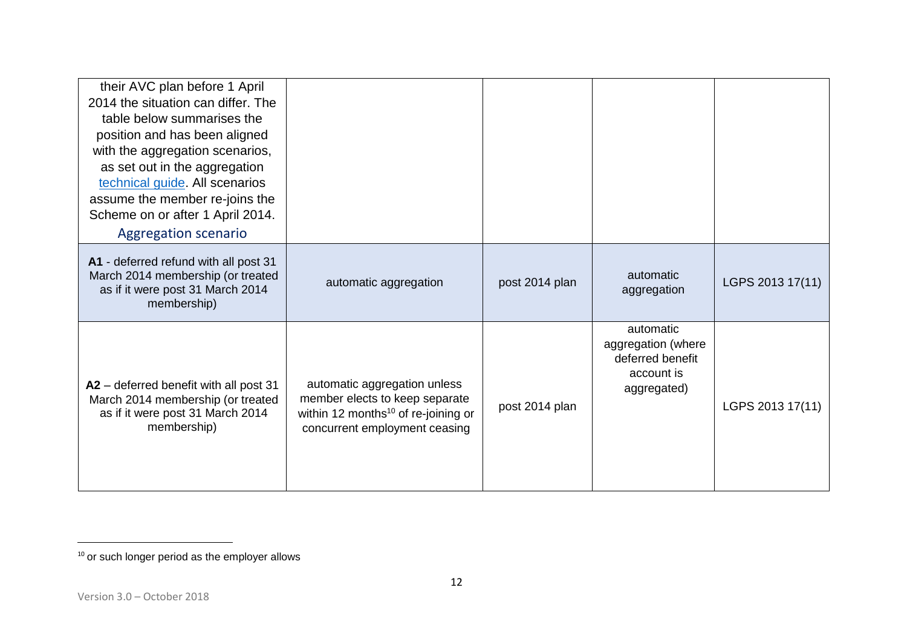| their AVC plan before 1 April 2014 the situation can differ. The table below summarises the position and has been aligned with the aggregation scenarios, as set out in the aggregation technical guide. All scenarios assume the member re-joins the Scheme on or after 1 April 2014. Aggregation scenario | | | | |
|---|---|---|---|---|
| **A1** - deferred refund with all post 31 March 2014 membership (or treated as if it were post 31 March 2014 membership) | automatic aggregation | post 2014 plan | automatic aggregation | LGPS 2013 17(11) |
| **A2** – deferred benefit with all post 31 March 2014 membership (or treated as if it were post 31 March 2014 membership) | automatic aggregation unless member elects to keep separate within 12 months[10] of re-joining or concurrent employment ceasing | post 2014 plan | automatic aggregation (where deferred benefit account is aggregated) | LGPS 2013 17(11) |

[10] or such longer period as the employer allows

Version 3.0 – October 2018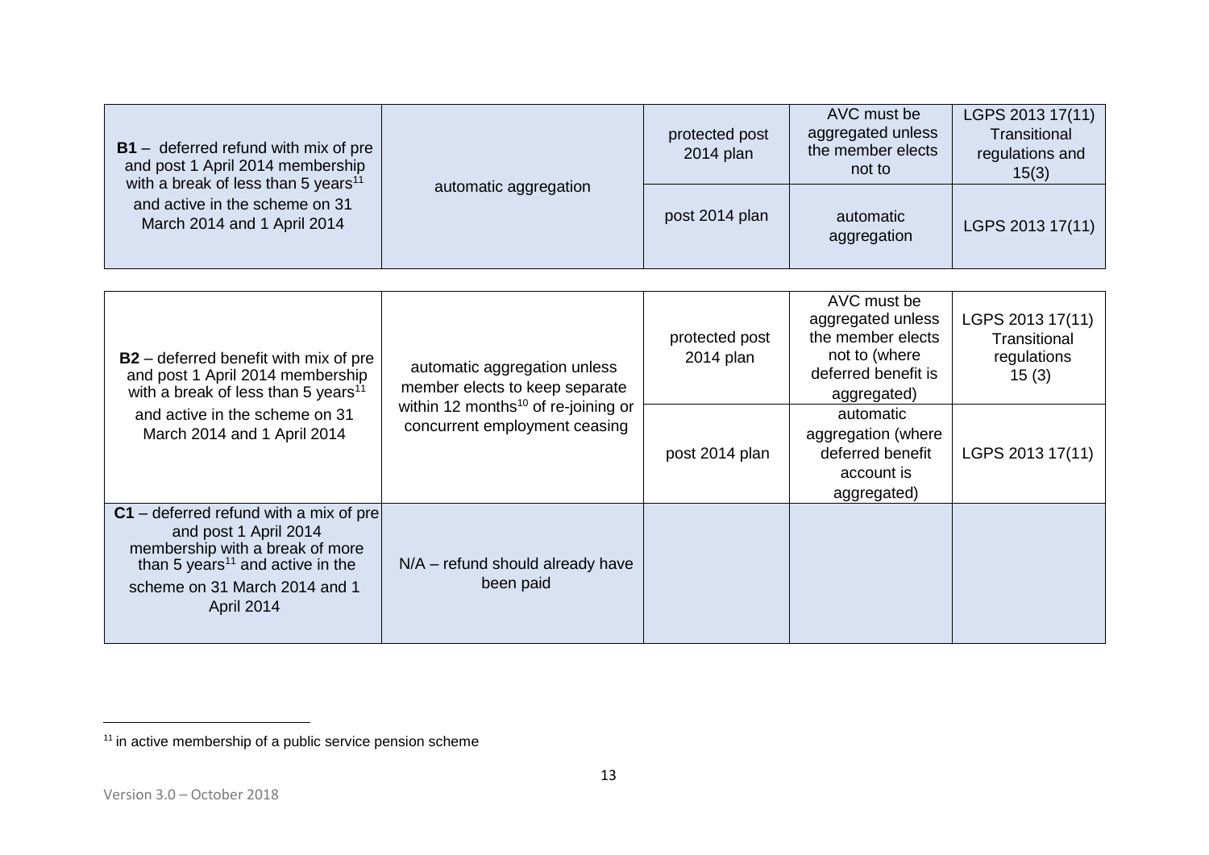| | | | | |
|---|---|---|---|---|
| **B1** – deferred refund with mix of pre and post 1 April 2014 membership with a break of less than 5 years[11] and active in the scheme on 31 March 2014 and 1 April 2014 | automatic aggregation | protected post 2014 plan | AVC must be aggregated unless the member elects not to | LGPS 2013 17(11) Transitional regulations and 15(3) |
| | | post 2014 plan | automatic aggregation | LGPS 2013 17(11) |

| | | | | |
|---|---|---|---|---|
| **B2** – deferred benefit with mix of pre and post 1 April 2014 membership with a break of less than 5 years[11] and active in the scheme on 31 March 2014 and 1 April 2014 | automatic aggregation unless member elects to keep separate within 12 months[10] of re-joining or concurrent employment ceasing | protected post 2014 plan | AVC must be aggregated unless the member elects not to (where deferred benefit is aggregated) | LGPS 2013 17(11) Transitional regulations 15 (3) |
| | | post 2014 plan | automatic aggregation (where deferred benefit account is aggregated) | LGPS 2013 17(11) |
| **C1** – deferred refund with a mix of pre and post 1 April 2014 membership with a break of more than 5 years[11] and active in the scheme on 31 March 2014 and 1 April 2014 | N/A – refund should already have been paid | | | |

[11] in active membership of a public service pension scheme

Version 3.0 – October 2018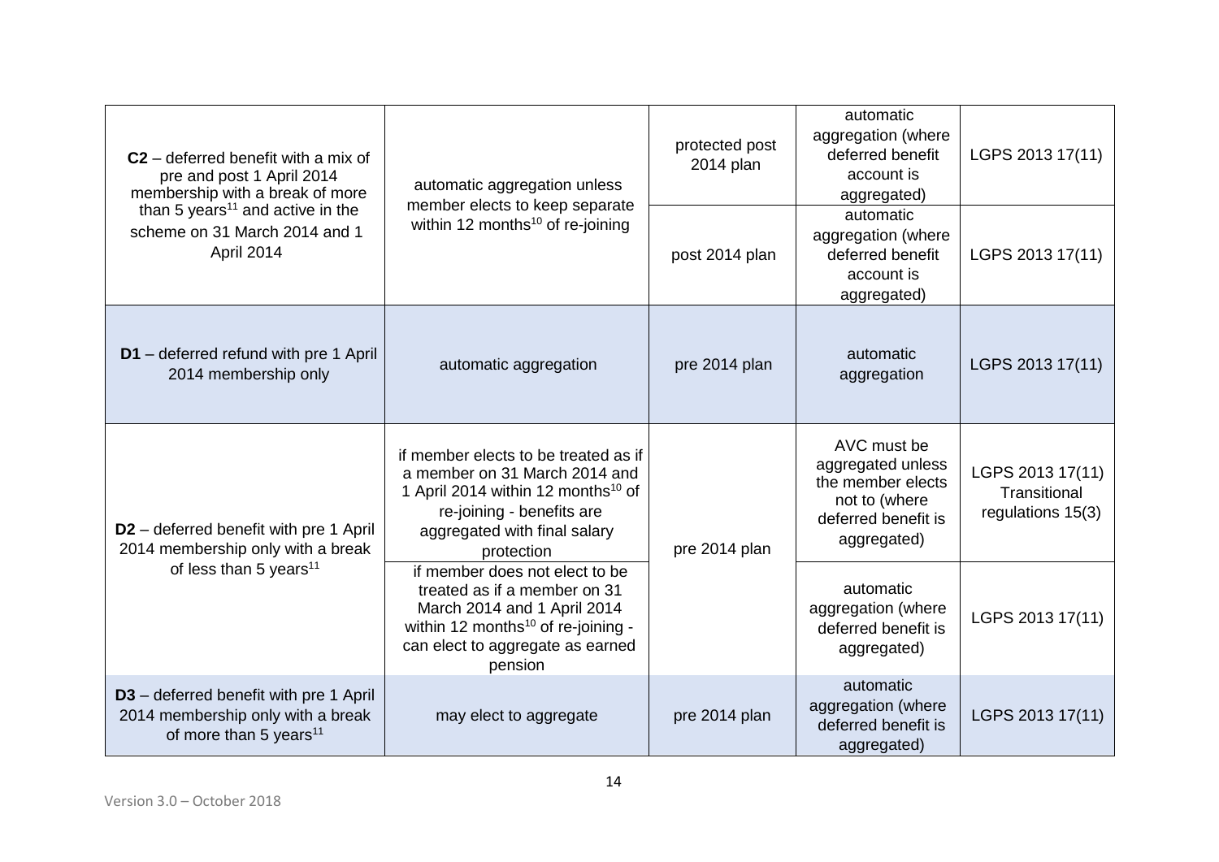| | | | | |
|---|---|---|---|---|
| **C2** – deferred benefit with a mix of pre and post 1 April 2014 membership with a break of more than 5 years[11] and active in the scheme on 31 March 2014 and 1 April 2014 | automatic aggregation unless member elects to keep separate within 12 months[10] of re-joining | protected post 2014 plan | automatic aggregation (where deferred benefit account is aggregated) | LGPS 2013 17(11) |
| | | post 2014 plan | automatic aggregation (where deferred benefit account is aggregated) | LGPS 2013 17(11) |
| **D1** – deferred refund with pre 1 April 2014 membership only | automatic aggregation | pre 2014 plan | automatic aggregation | LGPS 2013 17(11) |
| **D2** – deferred benefit with pre 1 April 2014 membership only with a break of less than 5 years[11] | if member elects to be treated as if a member on 31 March 2014 and 1 April 2014 within 12 months[10] of re-joining - benefits are aggregated with final salary protection | pre 2014 plan | AVC must be aggregated unless the member elects not to (where deferred benefit is aggregated) | LGPS 2013 17(11) Transitional regulations 15(3) |
| | if member does not elect to be treated as if a member on 31 March 2014 and 1 April 2014 within 12 months[10] of re-joining - can elect to aggregate as earned pension | | automatic aggregation (where deferred benefit is aggregated) | LGPS 2013 17(11) |
| **D3** – deferred benefit with pre 1 April 2014 membership only with a break of more than 5 years[11] | may elect to aggregate | pre 2014 plan | automatic aggregation (where deferred benefit is aggregated) | LGPS 2013 17(11) |

Version 3.0 – October 2018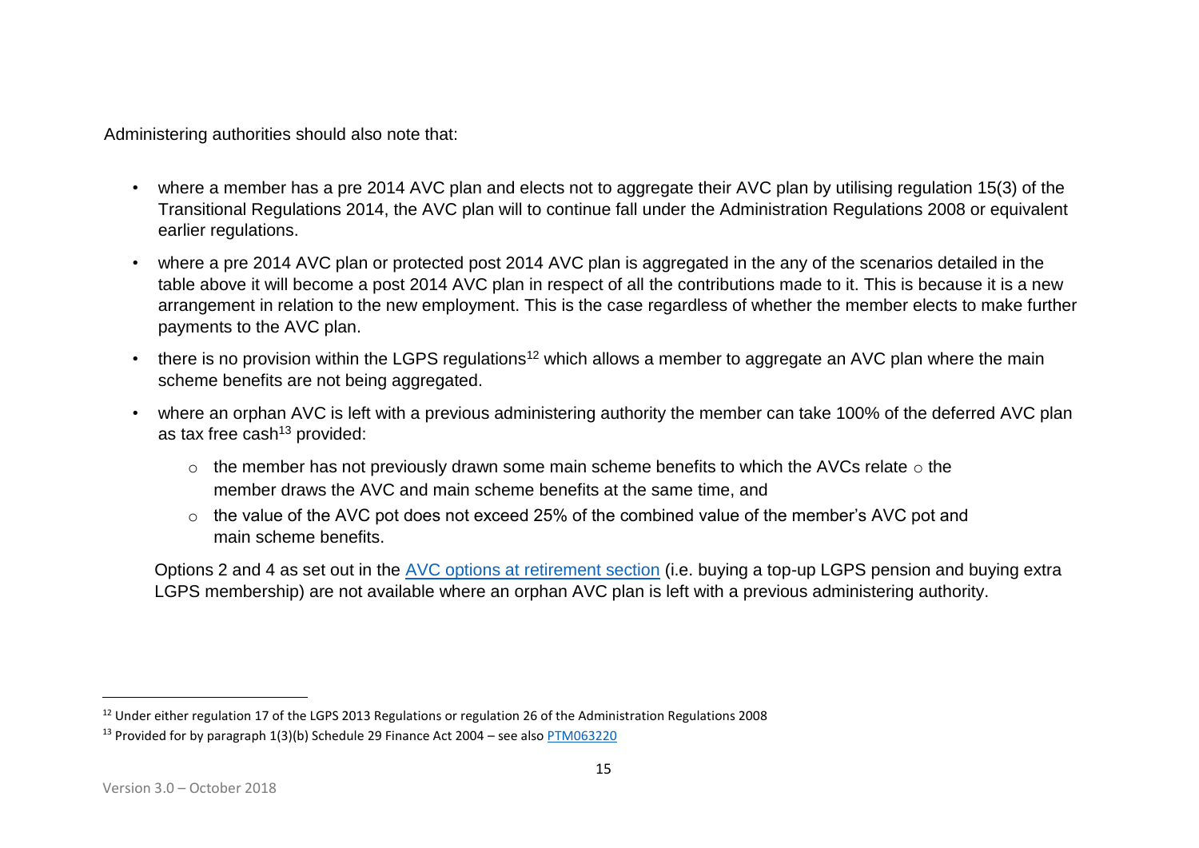Administering authorities should also note that:

- where a member has a pre 2014 AVC plan and elects not to aggregate their AVC plan by utilising regulation 15(3) of the Transitional Regulations 2014, the AVC plan will to continue fall under the Administration Regulations 2008 or equivalent earlier regulations.
- where a pre 2014 AVC plan or protected post 2014 AVC plan is aggregated in the any of the scenarios detailed in the table above it will become a post 2014 AVC plan in respect of all the contributions made to it. This is because it is a new arrangement in relation to the new employment. This is the case regardless of whether the member elects to make further payments to the AVC plan.
- there is no provision within the LGPS regulations[12] which allows a member to aggregate an AVC plan where the main scheme benefits are not being aggregated.
- where an orphan AVC is left with a previous administering authority the member can take 100% of the deferred AVC plan as tax free cash[13] provided:
  - the member has not previously drawn some main scheme benefits to which the AVCs relate
  - the member draws the AVC and main scheme benefits at the same time, and
  - the value of the AVC pot does not exceed 25% of the combined value of the member's AVC pot and main scheme benefits.

  Options 2 and 4 as set out in the [AVC options at retirement section](#) (i.e. buying a top-up LGPS pension and buying extra LGPS membership) are not available where an orphan AVC plan is left with a previous administering authority.

---

[12] Under either regulation 17 of the LGPS 2013 Regulations or regulation 26 of the Administration Regulations 2008

[13] Provided for by paragraph 1(3)(b) Schedule 29 Finance Act 2004 – see also [PTM063220](#)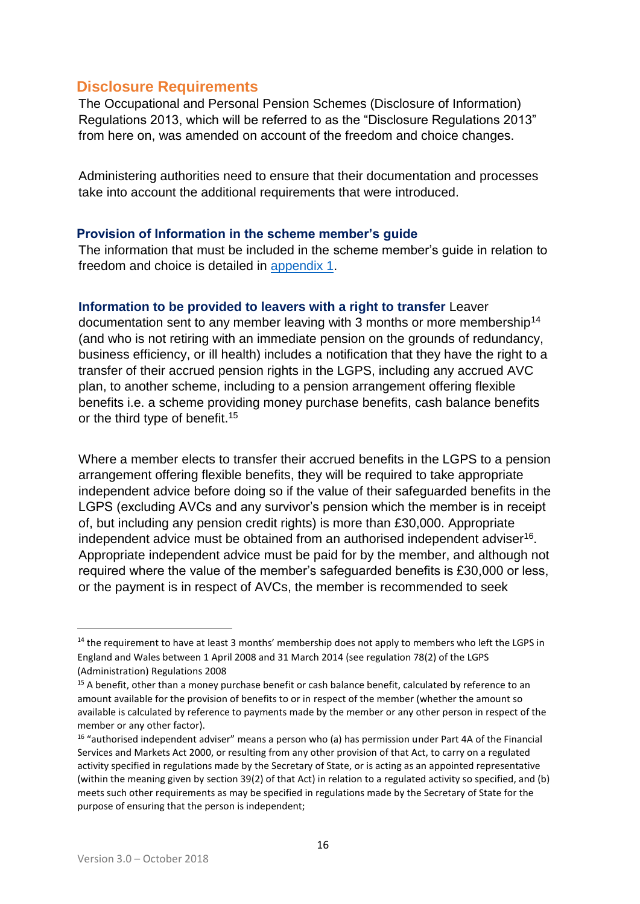## Disclosure Requirements

The Occupational and Personal Pension Schemes (Disclosure of Information) Regulations 2013, which will be referred to as the "Disclosure Regulations 2013" from here on, was amended on account of the freedom and choice changes.

Administering authorities need to ensure that their documentation and processes take into account the additional requirements that were introduced.

### Provision of Information in the scheme member's guide

The information that must be included in the scheme member's guide in relation to freedom and choice is detailed in appendix 1.

### Information to be provided to leavers with a right to transfer

Leaver documentation sent to any member leaving with 3 months or more membership[14] (and who is not retiring with an immediate pension on the grounds of redundancy, business efficiency, or ill health) includes a notification that they have the right to a transfer of their accrued pension rights in the LGPS, including any accrued AVC plan, to another scheme, including to a pension arrangement offering flexible benefits i.e. a scheme providing money purchase benefits, cash balance benefits or the third type of benefit.[15]

Where a member elects to transfer their accrued benefits in the LGPS to a pension arrangement offering flexible benefits, they will be required to take appropriate independent advice before doing so if the value of their safeguarded benefits in the LGPS (excluding AVCs and any survivor's pension which the member is in receipt of, but including any pension credit rights) is more than £30,000. Appropriate independent advice must be obtained from an authorised independent adviser[16]. Appropriate independent advice must be paid for by the member, and although not required where the value of the member's safeguarded benefits is £30,000 or less, or the payment is in respect of AVCs, the member is recommended to seek

---

[14] the requirement to have at least 3 months' membership does not apply to members who left the LGPS in England and Wales between 1 April 2008 and 31 March 2014 (see regulation 78(2) of the LGPS (Administration) Regulations 2008

[15] A benefit, other than a money purchase benefit or cash balance benefit, calculated by reference to an amount available for the provision of benefits to or in respect of the member (whether the amount so available is calculated by reference to payments made by the member or any other person in respect of the member or any other factor).

[16] "authorised independent adviser" means a person who (a) has permission under Part 4A of the Financial Services and Markets Act 2000, or resulting from any other provision of that Act, to carry on a regulated activity specified in regulations made by the Secretary of State, or is acting as an appointed representative (within the meaning given by section 39(2) of that Act) in relation to a regulated activity so specified, and (b) meets such other requirements as may be specified in regulations made by the Secretary of State for the purpose of ensuring that the person is independent;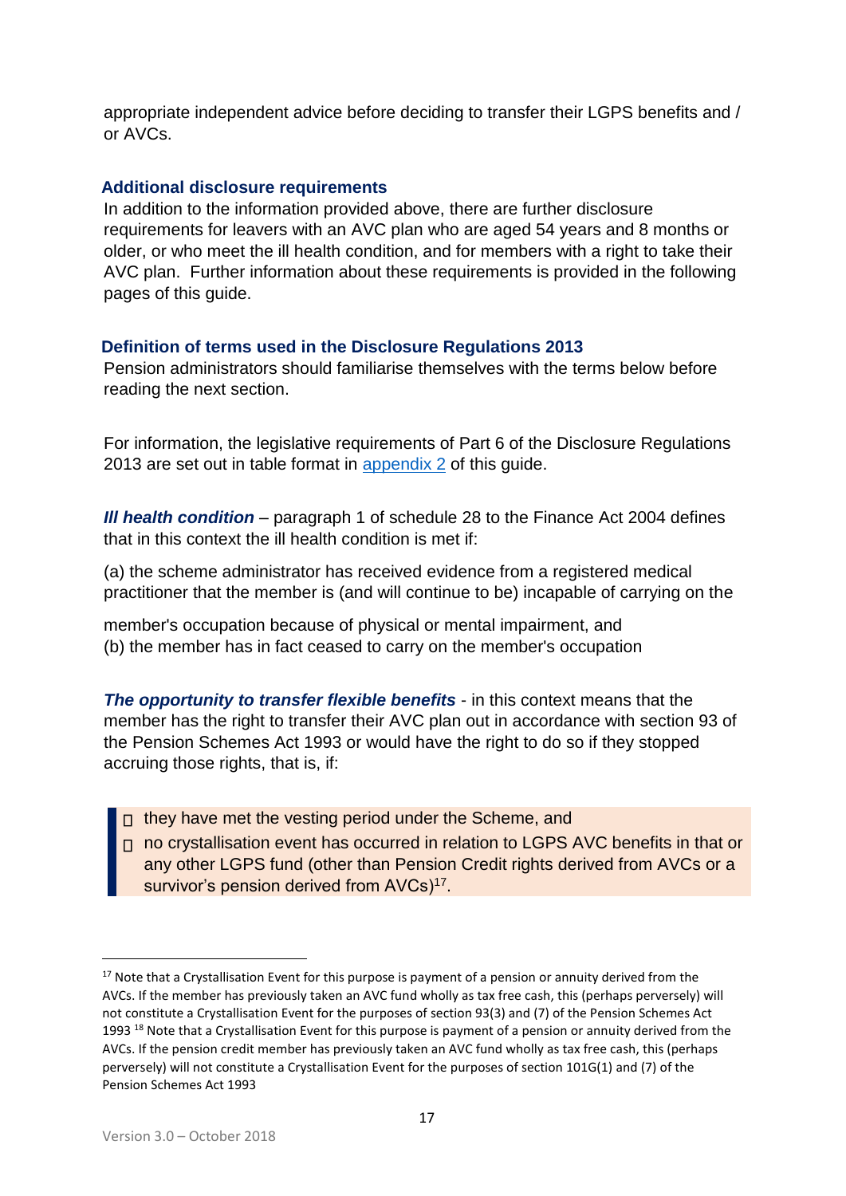appropriate independent advice before deciding to transfer their LGPS benefits and / or AVCs.

### Additional disclosure requirements

In addition to the information provided above, there are further disclosure requirements for leavers with an AVC plan who are aged 54 years and 8 months or older, or who meet the ill health condition, and for members with a right to take their AVC plan. Further information about these requirements is provided in the following pages of this guide.

### Definition of terms used in the Disclosure Regulations 2013

Pension administrators should familiarise themselves with the terms below before reading the next section.

For information, the legislative requirements of Part 6 of the Disclosure Regulations 2013 are set out in table format in [appendix 2](#) of this guide.

***Ill health condition*** – paragraph 1 of schedule 28 to the Finance Act 2004 defines that in this context the ill health condition is met if:

(a) the scheme administrator has received evidence from a registered medical practitioner that the member is (and will continue to be) incapable of carrying on the member's occupation because of physical or mental impairment, and
(b) the member has in fact ceased to carry on the member's occupation

***The opportunity to transfer flexible benefits*** - in this context means that the member has the right to transfer their AVC plan out in accordance with section 93 of the Pension Schemes Act 1993 or would have the right to do so if they stopped accruing those rights, that is, if:

> - they have met the vesting period under the Scheme, and
> - no crystallisation event has occurred in relation to LGPS AVC benefits in that or any other LGPS fund (other than Pension Credit rights derived from AVCs or a survivor's pension derived from AVCs)[17].

---

[17] Note that a Crystallisation Event for this purpose is payment of a pension or annuity derived from the AVCs. If the member has previously taken an AVC fund wholly as tax free cash, this (perhaps perversely) will not constitute a Crystallisation Event for the purposes of section 93(3) and (7) of the Pension Schemes Act 1993 [18] Note that a Crystallisation Event for this purpose is payment of a pension or annuity derived from the AVCs. If the pension credit member has previously taken an AVC fund wholly as tax free cash, this (perhaps perversely) will not constitute a Crystallisation Event for the purposes of section 101G(1) and (7) of the Pension Schemes Act 1993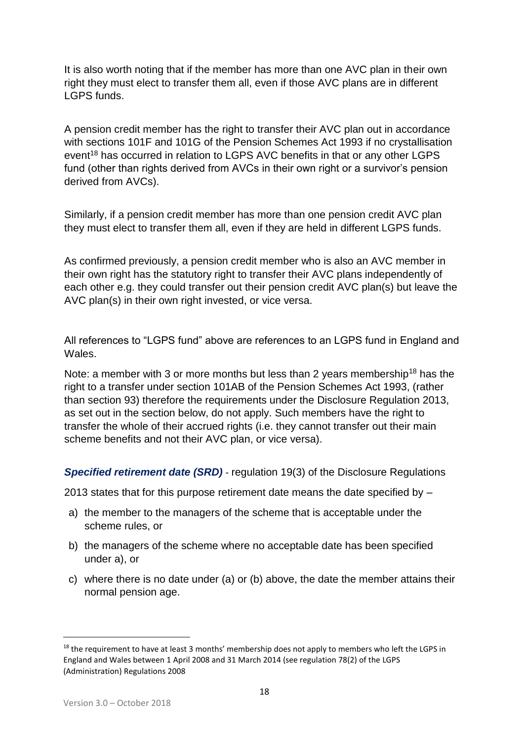It is also worth noting that if the member has more than one AVC plan in their own right they must elect to transfer them all, even if those AVC plans are in different LGPS funds.

A pension credit member has the right to transfer their AVC plan out in accordance with sections 101F and 101G of the Pension Schemes Act 1993 if no crystallisation event[18] has occurred in relation to LGPS AVC benefits in that or any other LGPS fund (other than rights derived from AVCs in their own right or a survivor's pension derived from AVCs).

Similarly, if a pension credit member has more than one pension credit AVC plan they must elect to transfer them all, even if they are held in different LGPS funds.

As confirmed previously, a pension credit member who is also an AVC member in their own right has the statutory right to transfer their AVC plans independently of each other e.g. they could transfer out their pension credit AVC plan(s) but leave the AVC plan(s) in their own right invested, or vice versa.

All references to "LGPS fund" above are references to an LGPS fund in England and Wales.

Note: a member with 3 or more months but less than 2 years membership[18] has the right to a transfer under section 101AB of the Pension Schemes Act 1993, (rather than section 93) therefore the requirements under the Disclosure Regulation 2013, as set out in the section below, do not apply. Such members have the right to transfer the whole of their accrued rights (i.e. they cannot transfer out their main scheme benefits and not their AVC plan, or vice versa).

***Specified retirement date (SRD)*** - regulation 19(3) of the Disclosure Regulations 2013 states that for this purpose retirement date means the date specified by –

a) the member to the managers of the scheme that is acceptable under the scheme rules, or
b) the managers of the scheme where no acceptable date has been specified under a), or
c) where there is no date under (a) or (b) above, the date the member attains their normal pension age.

---

[18] the requirement to have at least 3 months' membership does not apply to members who left the LGPS in England and Wales between 1 April 2008 and 31 March 2014 (see regulation 78(2) of the LGPS (Administration) Regulations 2008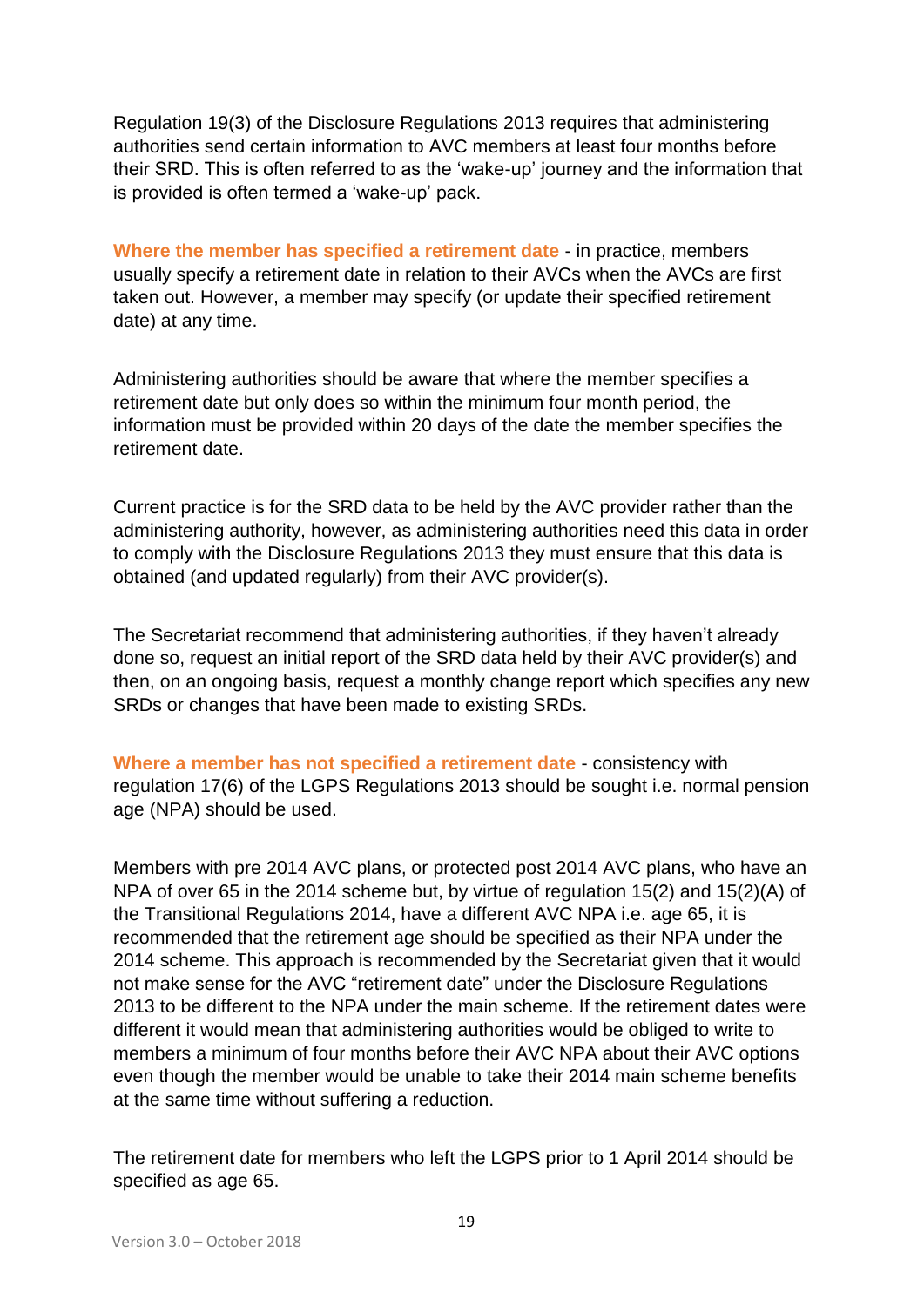Regulation 19(3) of the Disclosure Regulations 2013 requires that administering authorities send certain information to AVC members at least four months before their SRD. This is often referred to as the 'wake-up' journey and the information that is provided is often termed a 'wake-up' pack.

**Where the member has specified a retirement date** - in practice, members usually specify a retirement date in relation to their AVCs when the AVCs are first taken out. However, a member may specify (or update their specified retirement date) at any time.

Administering authorities should be aware that where the member specifies a retirement date but only does so within the minimum four month period, the information must be provided within 20 days of the date the member specifies the retirement date.

Current practice is for the SRD data to be held by the AVC provider rather than the administering authority, however, as administering authorities need this data in order to comply with the Disclosure Regulations 2013 they must ensure that this data is obtained (and updated regularly) from their AVC provider(s).

The Secretariat recommend that administering authorities, if they haven't already done so, request an initial report of the SRD data held by their AVC provider(s) and then, on an ongoing basis, request a monthly change report which specifies any new SRDs or changes that have been made to existing SRDs.

**Where a member has not specified a retirement date** - consistency with regulation 17(6) of the LGPS Regulations 2013 should be sought i.e. normal pension age (NPA) should be used.

Members with pre 2014 AVC plans, or protected post 2014 AVC plans, who have an NPA of over 65 in the 2014 scheme but, by virtue of regulation 15(2) and 15(2)(A) of the Transitional Regulations 2014, have a different AVC NPA i.e. age 65, it is recommended that the retirement age should be specified as their NPA under the 2014 scheme. This approach is recommended by the Secretariat given that it would not make sense for the AVC "retirement date" under the Disclosure Regulations 2013 to be different to the NPA under the main scheme. If the retirement dates were different it would mean that administering authorities would be obliged to write to members a minimum of four months before their AVC NPA about their AVC options even though the member would be unable to take their 2014 main scheme benefits at the same time without suffering a reduction.

The retirement date for members who left the LGPS prior to 1 April 2014 should be specified as age 65.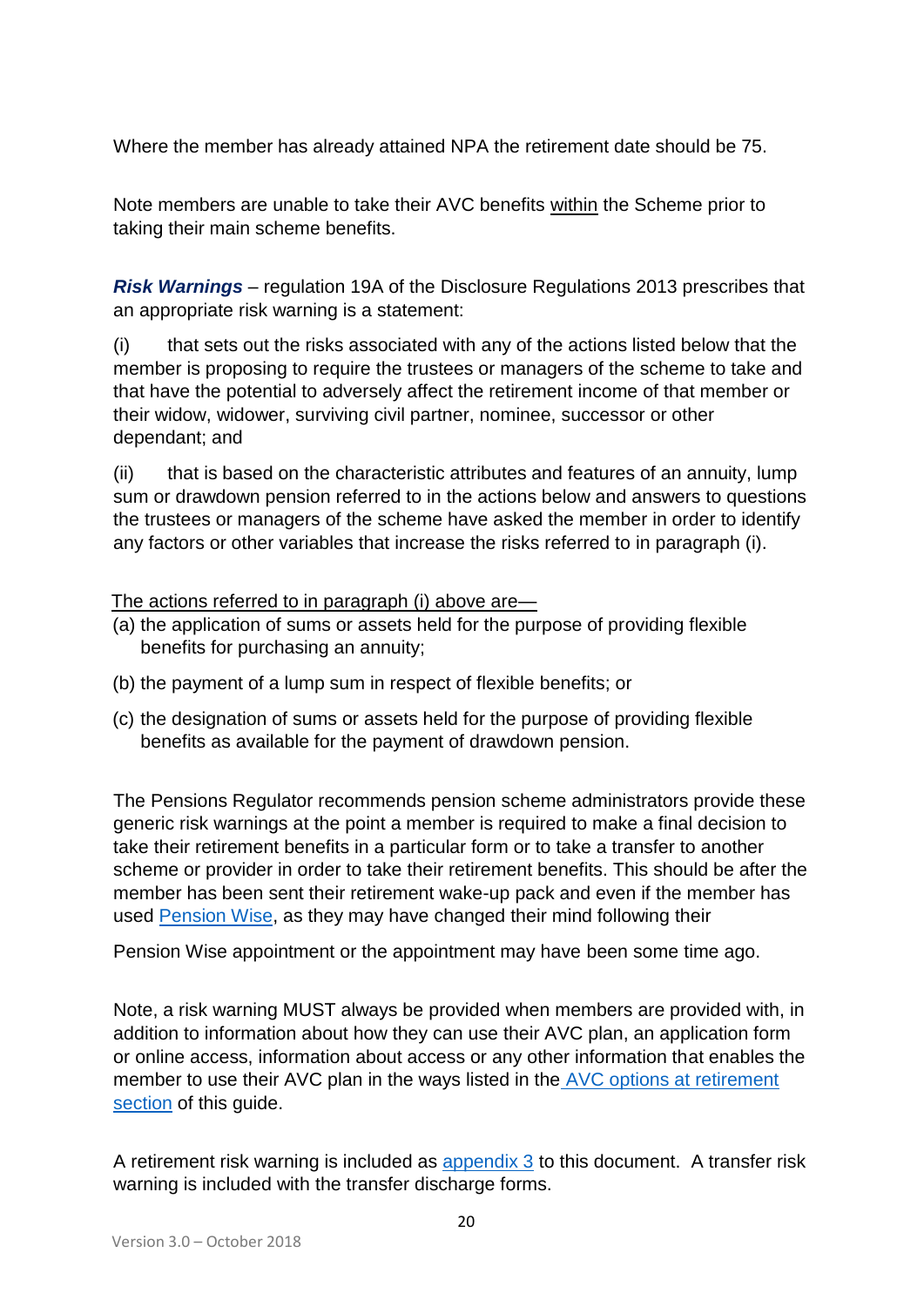Where the member has already attained NPA the retirement date should be 75.

Note members are unable to take their AVC benefits within the Scheme prior to taking their main scheme benefits.

***Risk Warnings*** – regulation 19A of the Disclosure Regulations 2013 prescribes that an appropriate risk warning is a statement:

(i) that sets out the risks associated with any of the actions listed below that the member is proposing to require the trustees or managers of the scheme to take and that have the potential to adversely affect the retirement income of that member or their widow, widower, surviving civil partner, nominee, successor or other dependant; and

(ii) that is based on the characteristic attributes and features of an annuity, lump sum or drawdown pension referred to in the actions below and answers to questions the trustees or managers of the scheme have asked the member in order to identify any factors or other variables that increase the risks referred to in paragraph (i).

The actions referred to in paragraph (i) above are—

(a) the application of sums or assets held for the purpose of providing flexible benefits for purchasing an annuity;

(b) the payment of a lump sum in respect of flexible benefits; or

(c) the designation of sums or assets held for the purpose of providing flexible benefits as available for the payment of drawdown pension.

The Pensions Regulator recommends pension scheme administrators provide these generic risk warnings at the point a member is required to make a final decision to take their retirement benefits in a particular form or to take a transfer to another scheme or provider in order to take their retirement benefits. This should be after the member has been sent their retirement wake-up pack and even if the member has used Pension Wise, as they may have changed their mind following their Pension Wise appointment or the appointment may have been some time ago.

Note, a risk warning MUST always be provided when members are provided with, in addition to information about how they can use their AVC plan, an application form or online access, information about access or any other information that enables the member to use their AVC plan in the ways listed in the AVC options at retirement section of this guide.

A retirement risk warning is included as appendix 3 to this document. A transfer risk warning is included with the transfer discharge forms.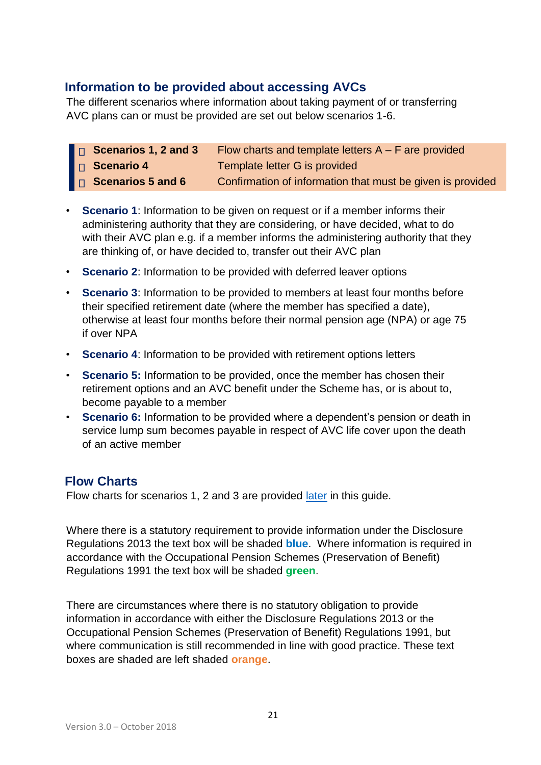## Information to be provided about accessing AVCs

The different scenarios where information about taking payment of or transferring AVC plans can or must be provided are set out below scenarios 1-6.

| | |
|---|---|
| **Scenarios 1, 2 and 3** | Flow charts and template letters A – F are provided |
| **Scenario 4** | Template letter G is provided |
| **Scenarios 5 and 6** | Confirmation of information that must be given is provided |

- **Scenario 1**: Information to be given on request or if a member informs their administering authority that they are considering, or have decided, what to do with their AVC plan e.g. if a member informs the administering authority that they are thinking of, or have decided to, transfer out their AVC plan
- **Scenario 2**: Information to be provided with deferred leaver options
- **Scenario 3**: Information to be provided to members at least four months before their specified retirement date (where the member has specified a date), otherwise at least four months before their normal pension age (NPA) or age 75 if over NPA
- **Scenario 4**: Information to be provided with retirement options letters
- **Scenario 5:** Information to be provided, once the member has chosen their retirement options and an AVC benefit under the Scheme has, or is about to, become payable to a member
- **Scenario 6:** Information to be provided where a dependent's pension or death in service lump sum becomes payable in respect of AVC life cover upon the death of an active member

## Flow Charts

Flow charts for scenarios 1, 2 and 3 are provided later in this guide.

Where there is a statutory requirement to provide information under the Disclosure Regulations 2013 the text box will be shaded **blue**. Where information is required in accordance with the Occupational Pension Schemes (Preservation of Benefit) Regulations 1991 the text box will be shaded **green**.

There are circumstances where there is no statutory obligation to provide information in accordance with either the Disclosure Regulations 2013 or the Occupational Pension Schemes (Preservation of Benefit) Regulations 1991, but where communication is still recommended in line with good practice. These text boxes are shaded are left shaded **orange**.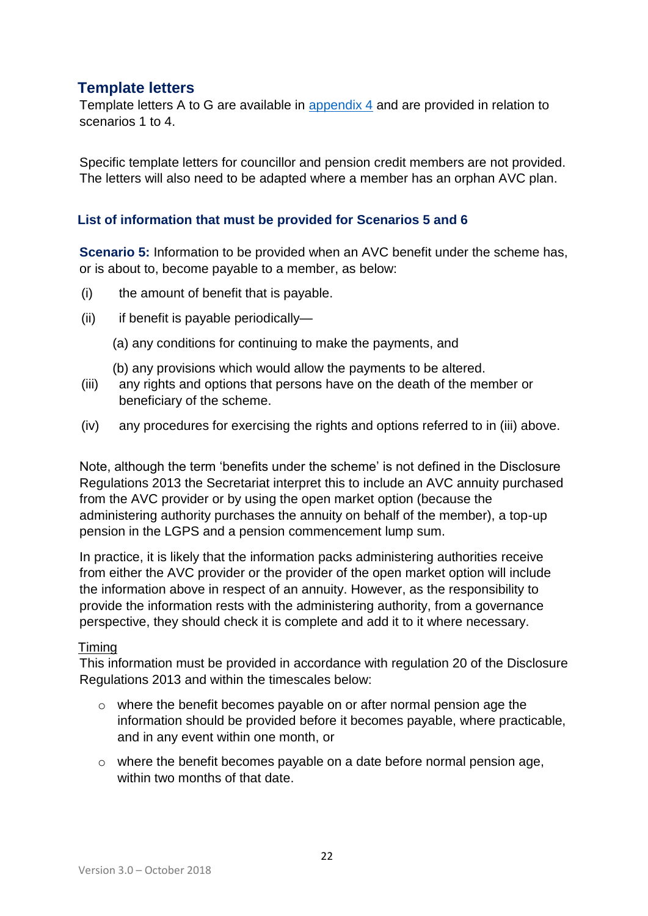## Template letters

Template letters A to G are available in [appendix 4](#) and are provided in relation to scenarios 1 to 4.

Specific template letters for councillor and pension credit members are not provided. The letters will also need to be adapted where a member has an orphan AVC plan.

### List of information that must be provided for Scenarios 5 and 6

**Scenario 5:** Information to be provided when an AVC benefit under the scheme has, or is about to, become payable to a member, as below:

(i) the amount of benefit that is payable.

(ii) if benefit is payable periodically—

  (a) any conditions for continuing to make the payments, and

  (b) any provisions which would allow the payments to be altered.

(iii) any rights and options that persons have on the death of the member or beneficiary of the scheme.

(iv) any procedures for exercising the rights and options referred to in (iii) above.

Note, although the term 'benefits under the scheme' is not defined in the Disclosure Regulations 2013 the Secretariat interpret this to include an AVC annuity purchased from the AVC provider or by using the open market option (because the administering authority purchases the annuity on behalf of the member), a top-up pension in the LGPS and a pension commencement lump sum.

In practice, it is likely that the information packs administering authorities receive from either the AVC provider or the provider of the open market option will include the information above in respect of an annuity. However, as the responsibility to provide the information rests with the administering authority, from a governance perspective, they should check it is complete and add it to it where necessary.

Timing

This information must be provided in accordance with regulation 20 of the Disclosure Regulations 2013 and within the timescales below:

- where the benefit becomes payable on or after normal pension age the information should be provided before it becomes payable, where practicable, and in any event within one month, or
- where the benefit becomes payable on a date before normal pension age, within two months of that date.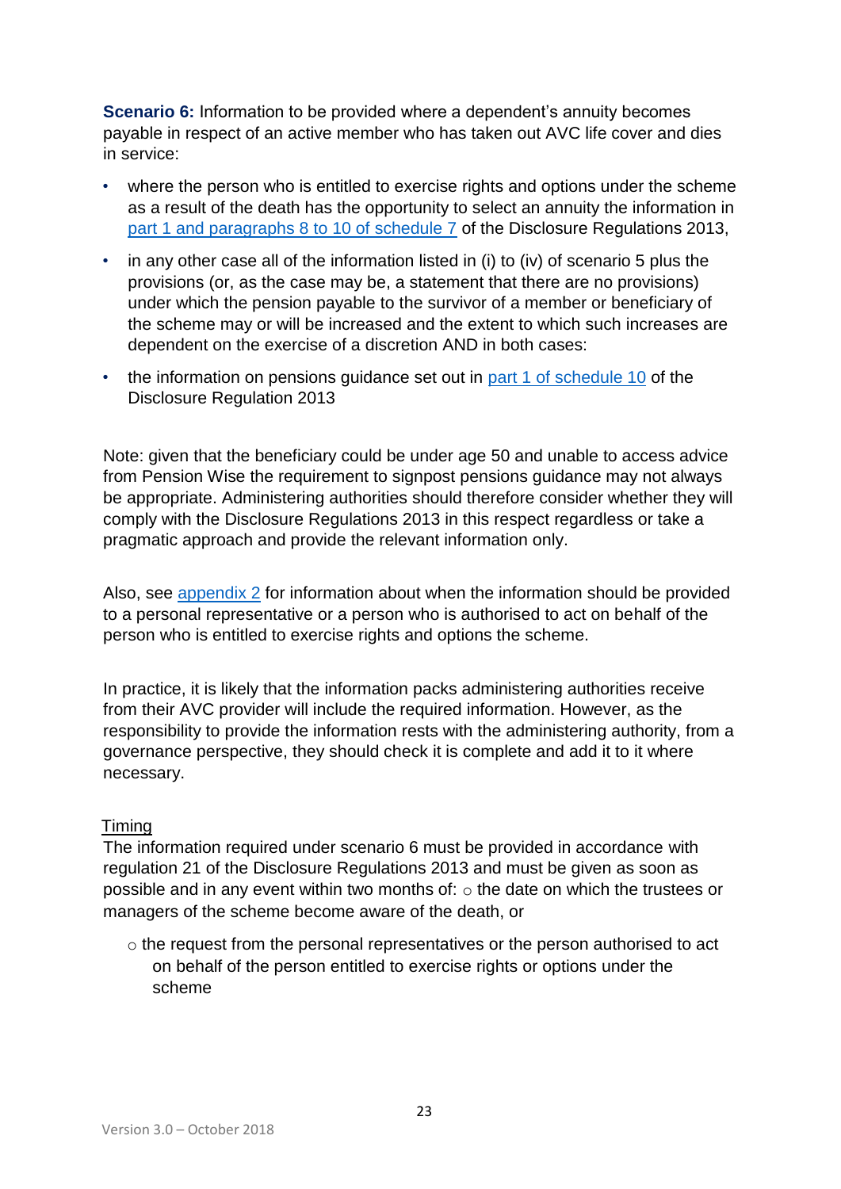**Scenario 6:** Information to be provided where a dependent's annuity becomes payable in respect of an active member who has taken out AVC life cover and dies in service:

- where the person who is entitled to exercise rights and options under the scheme as a result of the death has the opportunity to select an annuity the information in part 1 and paragraphs 8 to 10 of schedule 7 of the Disclosure Regulations 2013,
- in any other case all of the information listed in (i) to (iv) of scenario 5 plus the provisions (or, as the case may be, a statement that there are no provisions) under which the pension payable to the survivor of a member or beneficiary of the scheme may or will be increased and the extent to which such increases are dependent on the exercise of a discretion AND in both cases:
- the information on pensions guidance set out in part 1 of schedule 10 of the Disclosure Regulation 2013

Note: given that the beneficiary could be under age 50 and unable to access advice from Pension Wise the requirement to signpost pensions guidance may not always be appropriate. Administering authorities should therefore consider whether they will comply with the Disclosure Regulations 2013 in this respect regardless or take a pragmatic approach and provide the relevant information only.

Also, see appendix 2 for information about when the information should be provided to a personal representative or a person who is authorised to act on behalf of the person who is entitled to exercise rights and options the scheme.

In practice, it is likely that the information packs administering authorities receive from their AVC provider will include the required information. However, as the responsibility to provide the information rests with the administering authority, from a governance perspective, they should check it is complete and add it to it where necessary.

Timing

The information required under scenario 6 must be provided in accordance with regulation 21 of the Disclosure Regulations 2013 and must be given as soon as possible and in any event within two months of: ○ the date on which the trustees or managers of the scheme become aware of the death, or

- ○ the request from the personal representatives or the person authorised to act on behalf of the person entitled to exercise rights or options under the scheme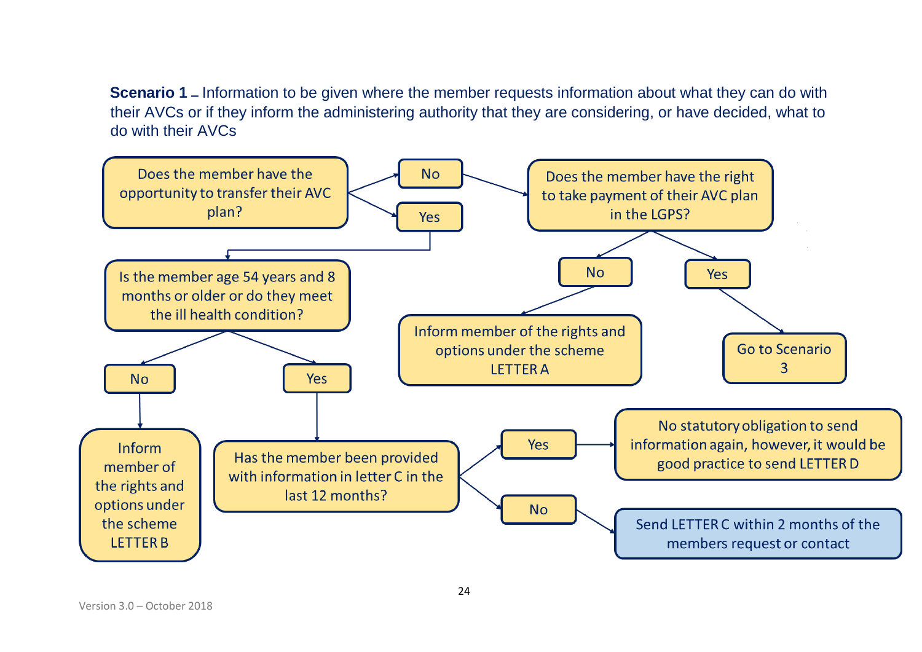**Scenario 1** – Information to be given where the member requests information about what they can do with their AVCs or if they inform the administering authority that they are considering, or have decided, what to do with their AVCs

- **Does the member have the opportunity to transfer their AVC plan?**
  - **No** → **Does the member have the right to take payment of their AVC plan in the LGPS?**
    - **No** → Inform member of the rights and options under the scheme LETTER A
    - **Yes** → Go to Scenario 3
  - **Yes** → **Is the member age 54 years and 8 months or older or do they meet the ill health condition?**
    - **No** → Inform member of the rights and options under the scheme LETTER B
    - **Yes** → **Has the member been provided with information in letter C in the last 12 months?**
      - **Yes** → No statutory obligation to send information again, however, it would be good practice to send LETTER D
      - **No** → Send LETTER C within 2 months of the members request or contact

Version 3.0 – October 2018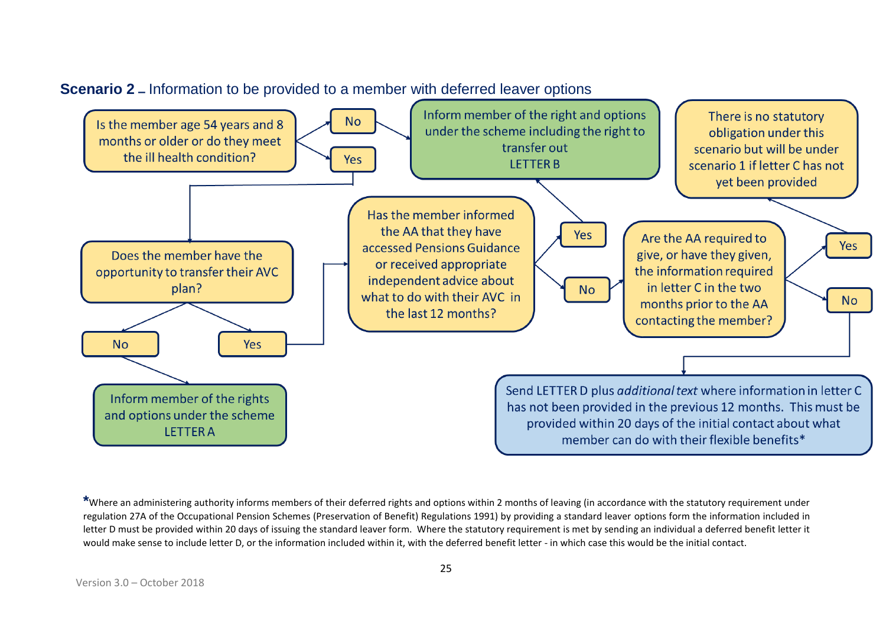**Scenario 2** – Information to be provided to a member with deferred leaver options

Is the member age 54 years and 8 months or older or do they meet the ill health condition?

- No → Inform member of the right and options under the scheme including the right to transfer out LETTER B
- Yes → Does the member have the opportunity to transfer their AVC plan?
  - No → Inform member of the rights and options under the scheme LETTER A
  - Yes → Has the member informed the AA that they have accessed Pensions Guidance or received appropriate independent advice about what to do with their AVC in the last 12 months?
    - Yes → Inform member of the right and options under the scheme including the right to transfer out LETTER B
    - No → Are the AA required to give, or have they given, the information required in letter C in the two months prior to the AA contacting the member?
      - Yes → There is no statutory obligation under this scenario but will be under scenario 1 if letter C has not yet been provided
      - No → Send LETTER D plus *additional text* where information in letter C has not been provided in the previous 12 months. This must be provided within 20 days of the initial contact about what member can do with their flexible benefits*

*Where an administering authority informs members of their deferred rights and options within 2 months of leaving (in accordance with the statutory requirement under regulation 27A of the Occupational Pension Schemes (Preservation of Benefit) Regulations 1991) by providing a standard leaver options form the information included in letter D must be provided within 20 days of issuing the standard leaver form. Where the statutory requirement is met by sending an individual a deferred benefit letter it would make sense to include letter D, or the information included within it, with the deferred benefit letter - in which case this would be the initial contact.

Version 3.0 – October 2018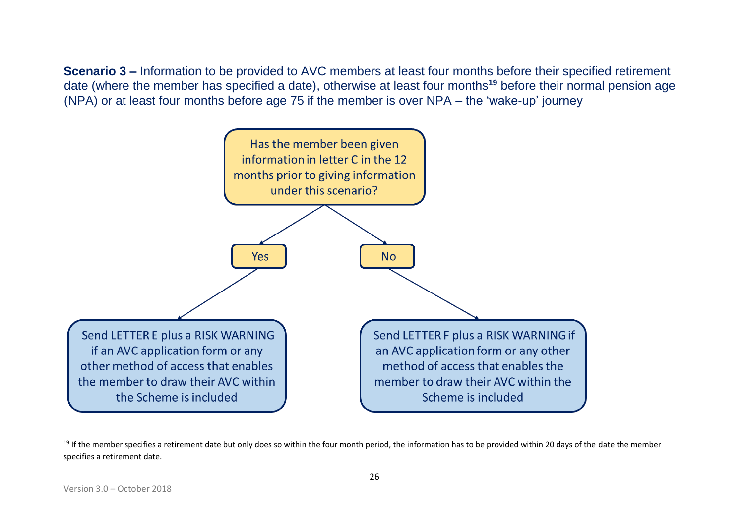**Scenario 3 –** Information to be provided to AVC members at least four months before their specified retirement date (where the member has specified a date), otherwise at least four months[19] before their normal pension age (NPA) or at least four months before age 75 if the member is over NPA – the 'wake-up' journey

Has the member been given information in letter C in the 12 months prior to giving information under this scenario?

- **Yes** → Send LETTER E plus a RISK WARNING if an AVC application form or any other method of access that enables the member to draw their AVC within the Scheme is included
- **No** → Send LETTER F plus a RISK WARNING if an AVC application form or any other method of access that enables the member to draw their AVC within the Scheme is included

---

[19] If the member specifies a retirement date but only does so within the four month period, the information has to be provided within 20 days of the date the member specifies a retirement date.

Version 3.0 – October 2018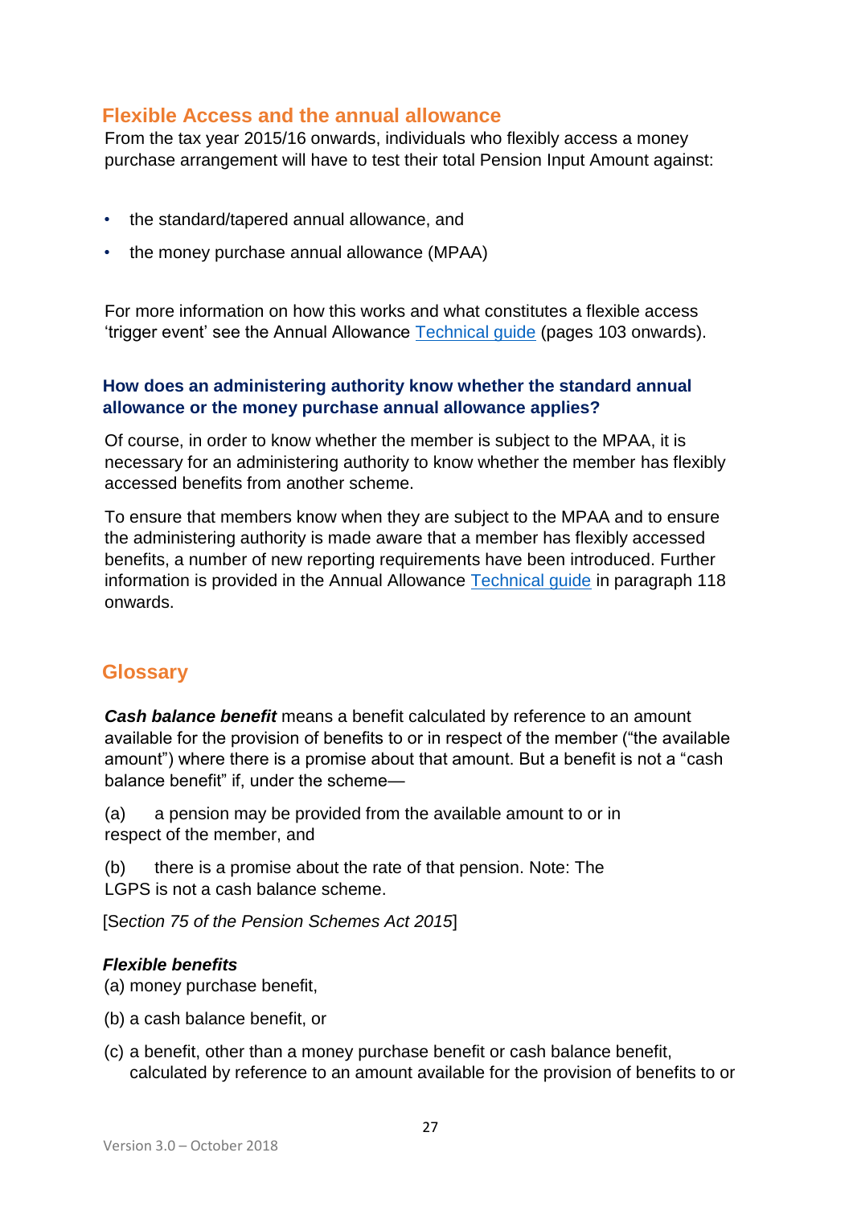## Flexible Access and the annual allowance

From the tax year 2015/16 onwards, individuals who flexibly access a money purchase arrangement will have to test their total Pension Input Amount against:

- the standard/tapered annual allowance, and
- the money purchase annual allowance (MPAA)

For more information on how this works and what constitutes a flexible access 'trigger event' see the Annual Allowance Technical guide (pages 103 onwards).

### How does an administering authority know whether the standard annual allowance or the money purchase annual allowance applies?

Of course, in order to know whether the member is subject to the MPAA, it is necessary for an administering authority to know whether the member has flexibly accessed benefits from another scheme.

To ensure that members know when they are subject to the MPAA and to ensure the administering authority is made aware that a member has flexibly accessed benefits, a number of new reporting requirements have been introduced. Further information is provided in the Annual Allowance Technical guide in paragraph 118 onwards.

## Glossary

***Cash balance benefit*** means a benefit calculated by reference to an amount available for the provision of benefits to or in respect of the member ("the available amount") where there is a promise about that amount. But a benefit is not a "cash balance benefit" if, under the scheme—

(a) a pension may be provided from the available amount to or in respect of the member, and

(b) there is a promise about the rate of that pension. Note: The LGPS is not a cash balance scheme.

[*Section 75 of the Pension Schemes Act 2015*]

***Flexible benefits***

(a) money purchase benefit,

(b) a cash balance benefit, or

(c) a benefit, other than a money purchase benefit or cash balance benefit, calculated by reference to an amount available for the provision of benefits to or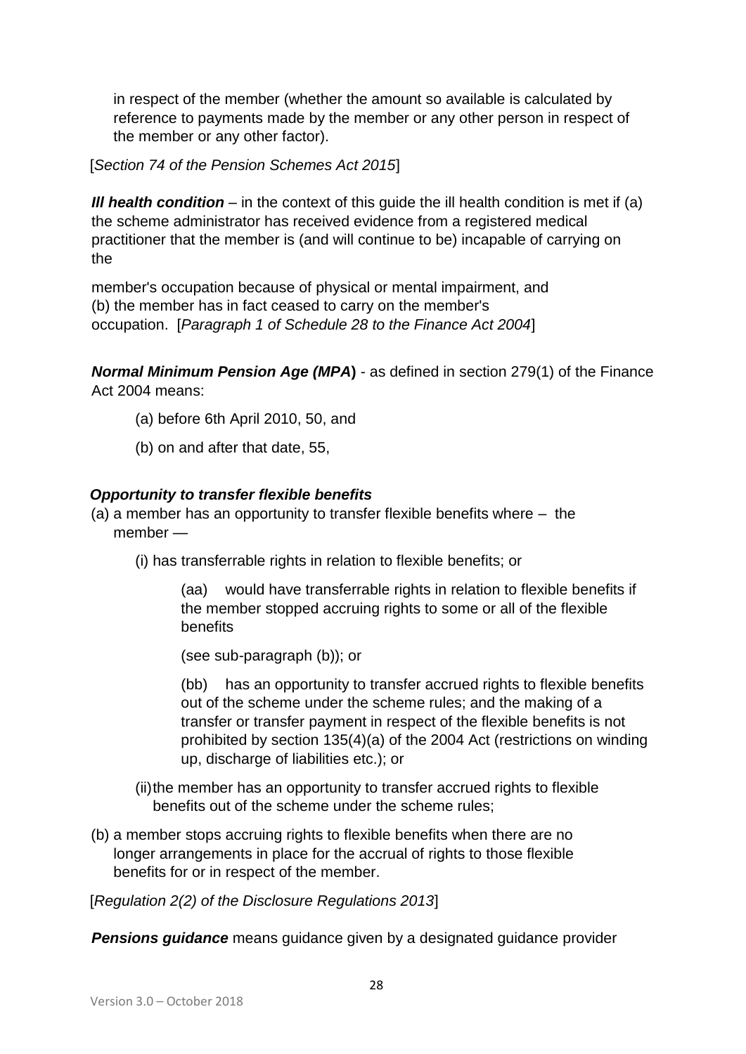in respect of the member (whether the amount so available is calculated by reference to payments made by the member or any other person in respect of the member or any other factor).

[*Section 74 of the Pension Schemes Act 2015*]

***Ill health condition*** – in the context of this guide the ill health condition is met if (a) the scheme administrator has received evidence from a registered medical practitioner that the member is (and will continue to be) incapable of carrying on the

member's occupation because of physical or mental impairment, and (b) the member has in fact ceased to carry on the member's occupation. [*Paragraph 1 of Schedule 28 to the Finance Act 2004*]

***Normal Minimum Pension Age (MPA)*** - as defined in section 279(1) of the Finance Act 2004 means:

(a) before 6th April 2010, 50, and

(b) on and after that date, 55,

***Opportunity to transfer flexible benefits***

(a) a member has an opportunity to transfer flexible benefits where – the member —

(i) has transferrable rights in relation to flexible benefits; or

(aa) would have transferrable rights in relation to flexible benefits if the member stopped accruing rights to some or all of the flexible benefits

(see sub-paragraph (b)); or

(bb) has an opportunity to transfer accrued rights to flexible benefits out of the scheme under the scheme rules; and the making of a transfer or transfer payment in respect of the flexible benefits is not prohibited by section 135(4)(a) of the 2004 Act (restrictions on winding up, discharge of liabilities etc.); or

(ii) the member has an opportunity to transfer accrued rights to flexible benefits out of the scheme under the scheme rules;

(b) a member stops accruing rights to flexible benefits when there are no longer arrangements in place for the accrual of rights to those flexible benefits for or in respect of the member.

[*Regulation 2(2) of the Disclosure Regulations 2013*]

***Pensions guidance*** means guidance given by a designated guidance provider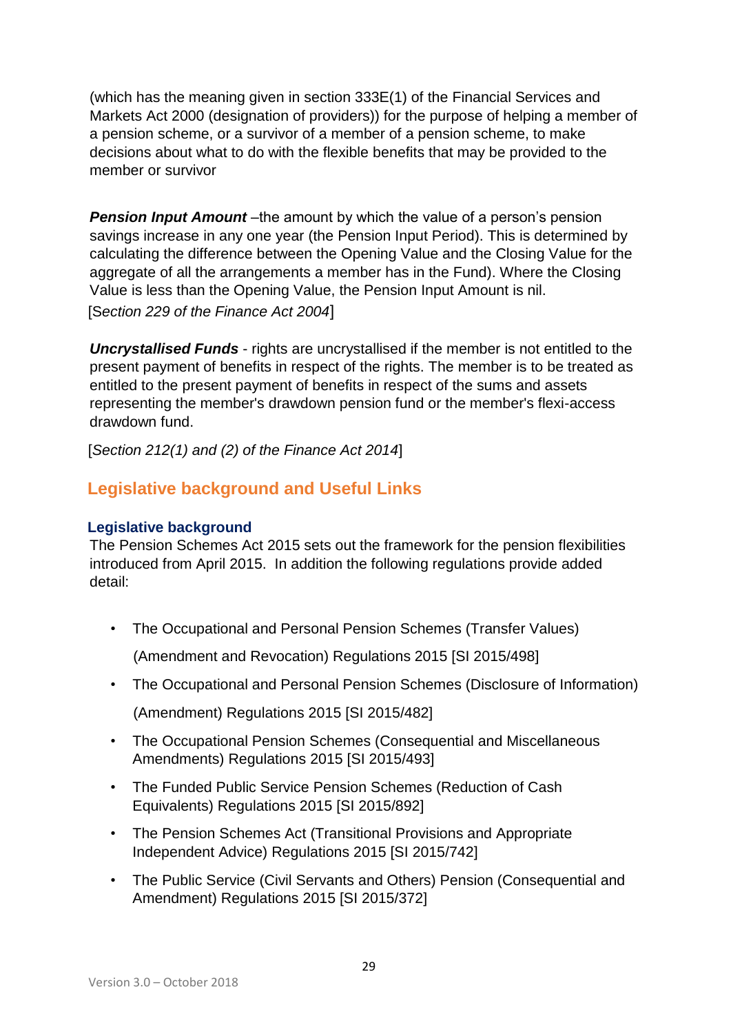(which has the meaning given in section 333E(1) of the Financial Services and Markets Act 2000 (designation of providers)) for the purpose of helping a member of a pension scheme, or a survivor of a member of a pension scheme, to make decisions about what to do with the flexible benefits that may be provided to the member or survivor

***Pension Input Amount*** –the amount by which the value of a person's pension savings increase in any one year (the Pension Input Period). This is determined by calculating the difference between the Opening Value and the Closing Value for the aggregate of all the arrangements a member has in the Fund). Where the Closing Value is less than the Opening Value, the Pension Input Amount is nil.

[*Section 229 of the Finance Act 2004*]

***Uncrystallised Funds*** - rights are uncrystallised if the member is not entitled to the present payment of benefits in respect of the rights. The member is to be treated as entitled to the present payment of benefits in respect of the sums and assets representing the member's drawdown pension fund or the member's flexi-access drawdown fund.

[*Section 212(1) and (2) of the Finance Act 2014*]

## Legislative background and Useful Links

### Legislative background

The Pension Schemes Act 2015 sets out the framework for the pension flexibilities introduced from April 2015. In addition the following regulations provide added detail:

- The Occupational and Personal Pension Schemes (Transfer Values) (Amendment and Revocation) Regulations 2015 [SI 2015/498]
- The Occupational and Personal Pension Schemes (Disclosure of Information) (Amendment) Regulations 2015 [SI 2015/482]
- The Occupational Pension Schemes (Consequential and Miscellaneous Amendments) Regulations 2015 [SI 2015/493]
- The Funded Public Service Pension Schemes (Reduction of Cash Equivalents) Regulations 2015 [SI 2015/892]
- The Pension Schemes Act (Transitional Provisions and Appropriate Independent Advice) Regulations 2015 [SI 2015/742]
- The Public Service (Civil Servants and Others) Pension (Consequential and Amendment) Regulations 2015 [SI 2015/372]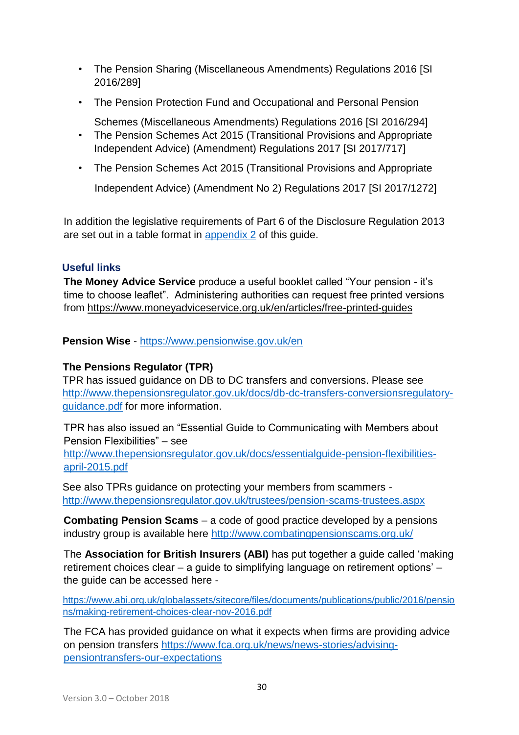- The Pension Sharing (Miscellaneous Amendments) Regulations 2016 [SI 2016/289]
- The Pension Protection Fund and Occupational and Personal Pension Schemes (Miscellaneous Amendments) Regulations 2016 [SI 2016/294]
- The Pension Schemes Act 2015 (Transitional Provisions and Appropriate Independent Advice) (Amendment) Regulations 2017 [SI 2017/717]
- The Pension Schemes Act 2015 (Transitional Provisions and Appropriate Independent Advice) (Amendment No 2) Regulations 2017 [SI 2017/1272]

In addition the legislative requirements of Part 6 of the Disclosure Regulation 2013 are set out in a table format in appendix 2 of this guide.

## Useful links

**The Money Advice Service** produce a useful booklet called "Your pension - it's time to choose leaflet". Administering authorities can request free printed versions from https://www.moneyadviceservice.org.uk/en/articles/free-printed-guides

**Pension Wise** - https://www.pensionwise.gov.uk/en

**The Pensions Regulator (TPR)**
TPR has issued guidance on DB to DC transfers and conversions. Please see http://www.thepensionsregulator.gov.uk/docs/db-dc-transfers-conversionsregulatory-guidance.pdf for more information.

TPR has also issued an "Essential Guide to Communicating with Members about Pension Flexibilities" – see http://www.thepensionsregulator.gov.uk/docs/essentialguide-pension-flexibilities-april-2015.pdf

See also TPRs guidance on protecting your members from scammers - http://www.thepensionsregulator.gov.uk/trustees/pension-scams-trustees.aspx

**Combating Pension Scams** – a code of good practice developed by a pensions industry group is available here http://www.combatingpensionscams.org.uk/

The **Association for British Insurers (ABI)** has put together a guide called 'making retirement choices clear – a guide to simplifying language on retirement options' – the guide can be accessed here -

https://www.abi.org.uk/globalassets/sitecore/files/documents/publications/public/2016/pensions/making-retirement-choices-clear-nov-2016.pdf

The FCA has provided guidance on what it expects when firms are providing advice on pension transfers https://www.fca.org.uk/news/news-stories/advising-pensiontransfers-our-expectations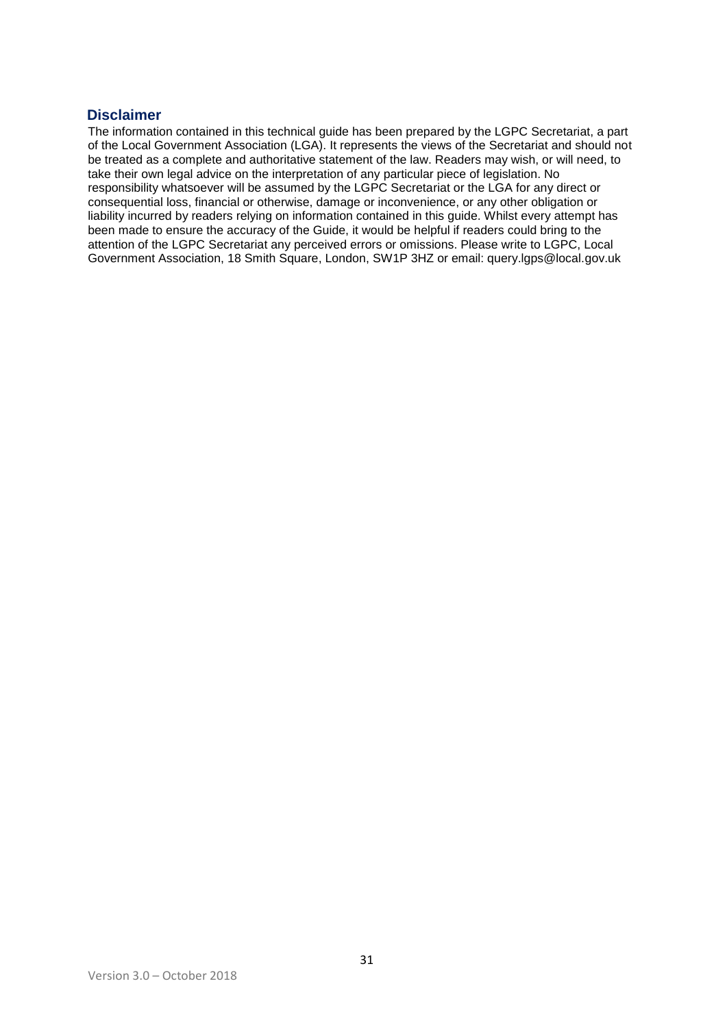## Disclaimer

The information contained in this technical guide has been prepared by the LGPC Secretariat, a part of the Local Government Association (LGA). It represents the views of the Secretariat and should not be treated as a complete and authoritative statement of the law. Readers may wish, or will need, to take their own legal advice on the interpretation of any particular piece of legislation. No responsibility whatsoever will be assumed by the LGPC Secretariat or the LGA for any direct or consequential loss, financial or otherwise, damage or inconvenience, or any other obligation or liability incurred by readers relying on information contained in this guide. Whilst every attempt has been made to ensure the accuracy of the Guide, it would be helpful if readers could bring to the attention of the LGPC Secretariat any perceived errors or omissions. Please write to LGPC, Local Government Association, 18 Smith Square, London, SW1P 3HZ or email: query.lgps@local.gov.uk